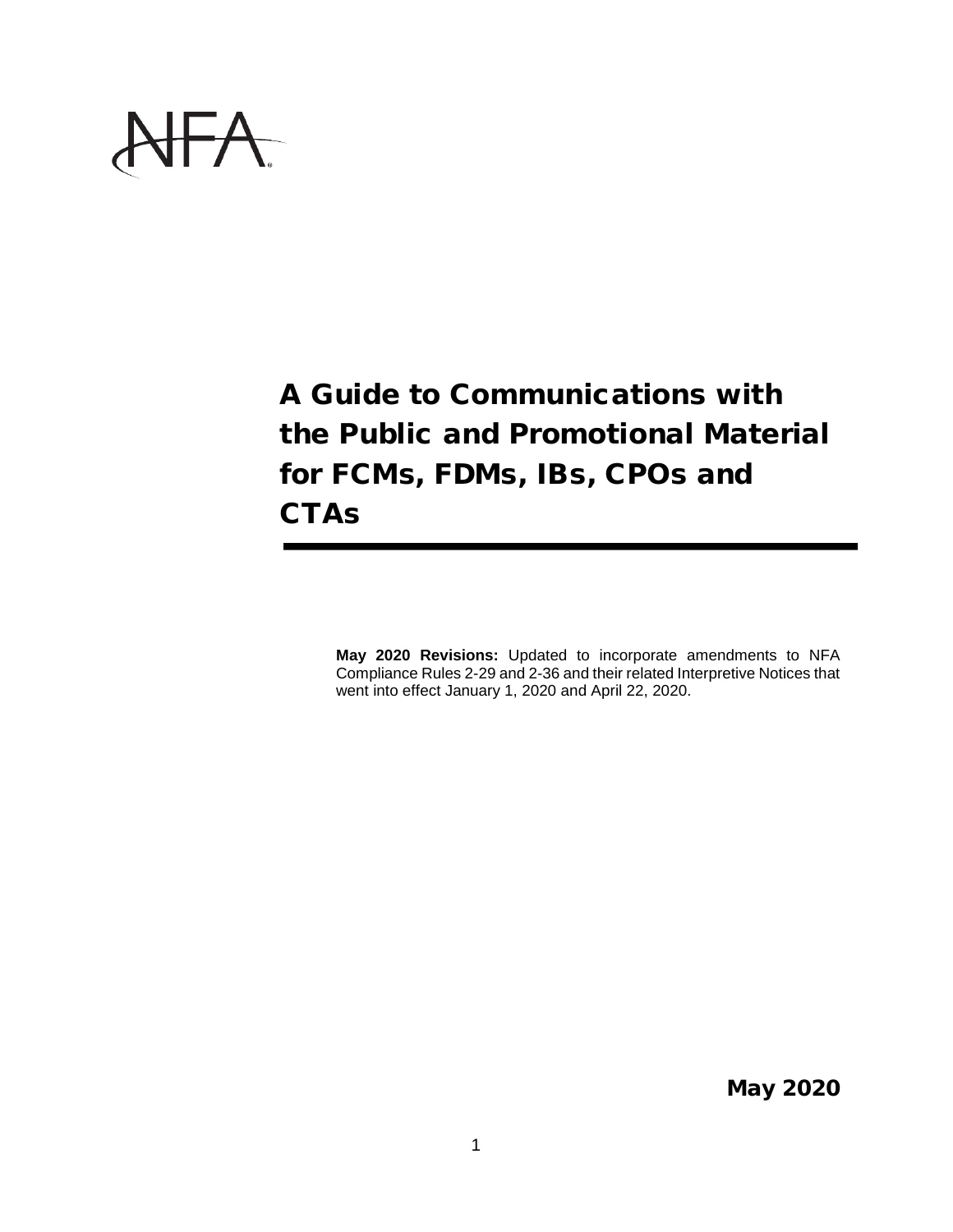NFA

# A Guide to Communications with the Public and Promotional Material for FCMs, FDMs, IBs, CPOs and CTAs

**May 2020 Revisions:** Updated to incorporate amendments to NFA Compliance Rules 2-29 and 2-36 and their related Interpretive Notices that went into effect January 1, 2020 and April 22, 2020.

**May 2020**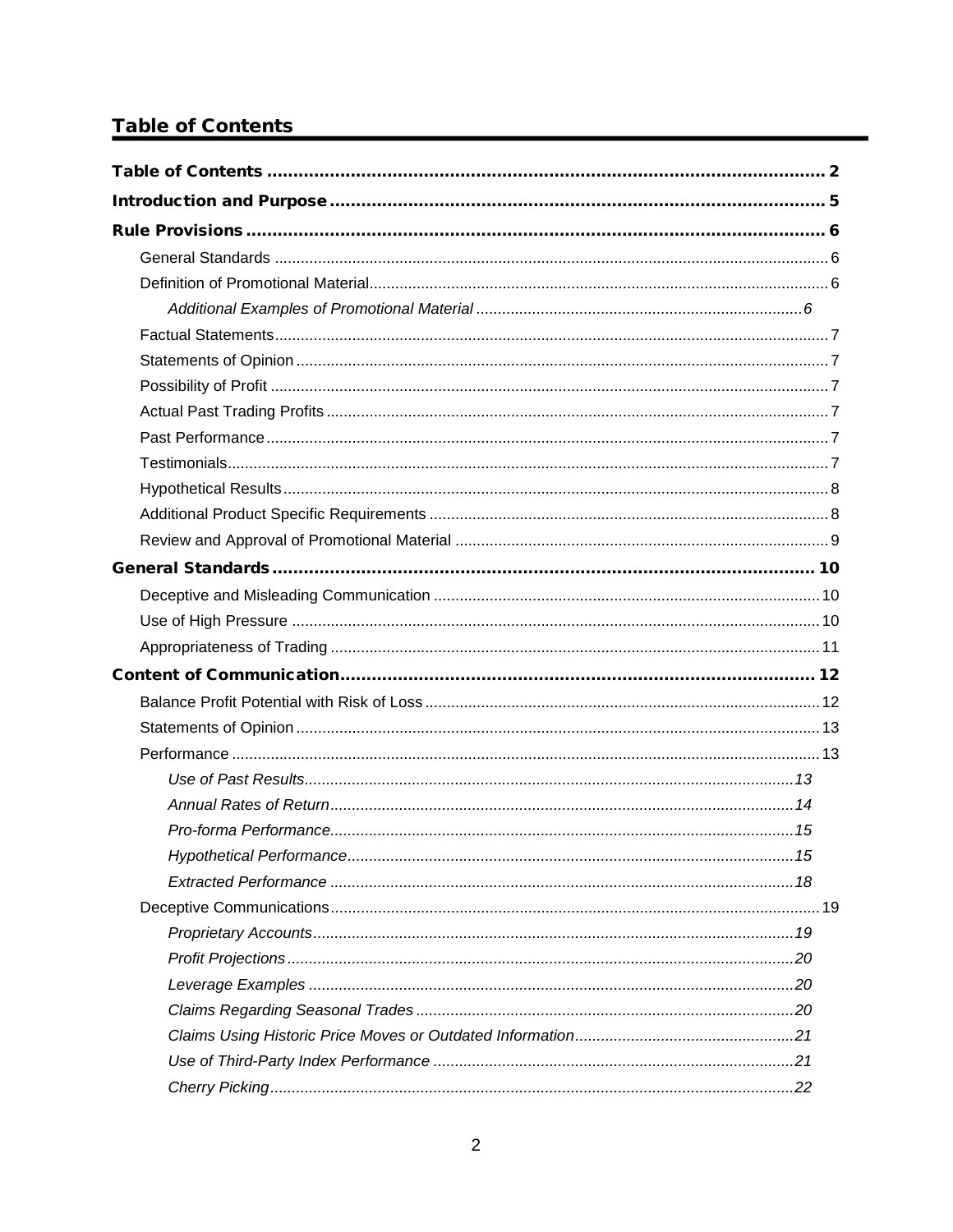## Table of Contents

**Table of Contents** ... 2

**Introduction and Purpose** ... 5

**Rule Provisions** ... 6

- General Standards ... 6
- Definition of Promotional Material ... 6
  - *Additional Examples of Promotional Material ... 6*
- Factual Statements ... 7
- Statements of Opinion ... 7
- Possibility of Profit ... 7
- Actual Past Trading Profits ... 7
- Past Performance ... 7
- Testimonials ... 7
- Hypothetical Results ... 8
- Additional Product Specific Requirements ... 8
- Review and Approval of Promotional Material ... 9

**General Standards** ... 10

- Deceptive and Misleading Communication ... 10
- Use of High Pressure ... 10
- Appropriateness of Trading ... 11

**Content of Communication** ... 12

- Balance Profit Potential with Risk of Loss ... 12
- Statements of Opinion ... 13
- Performance ... 13
  - *Use of Past Results ... 13*
  - *Annual Rates of Return ... 14*
  - *Pro-forma Performance ... 15*
  - *Hypothetical Performance ... 15*
  - *Extracted Performance ... 18*
- Deceptive Communications ... 19
  - *Proprietary Accounts ... 19*
  - *Profit Projections ... 20*
  - *Leverage Examples ... 20*
  - *Claims Regarding Seasonal Trades ... 20*
  - *Claims Using Historic Price Moves or Outdated Information ... 21*
  - *Use of Third-Party Index Performance ... 21*
  - *Cherry Picking ... 22*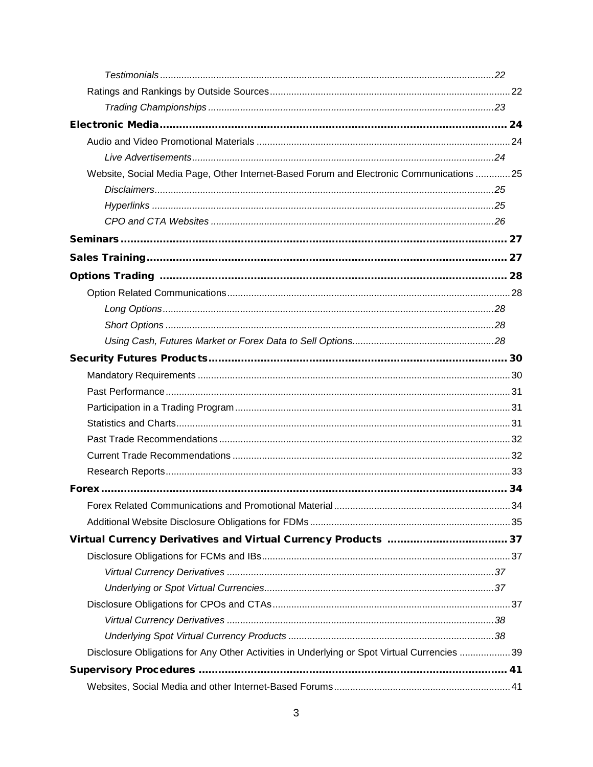*Testimonials* ............................................................ 22

Ratings and Rankings by Outside Sources ............................................................ 22

*Trading Championships* ............................................................ 23

**Electronic Media** ............................................................ **24**

Audio and Video Promotional Materials ............................................................ 24

*Live Advertisements* ............................................................ 24

Website, Social Media Page, Other Internet-Based Forum and Electronic Communications ............ 25

*Disclaimers* ............................................................ 25

*Hyperlinks* ............................................................ 25

*CPO and CTA Websites* ............................................................ 26

**Seminars** ............................................................ **27**

**Sales Training** ............................................................ **27**

**Options Trading** ............................................................ **28**

Option Related Communications ............................................................ 28

*Long Options* ............................................................ 28

*Short Options* ............................................................ 28

*Using Cash, Futures Market or Forex Data to Sell Options* ............................................................ 28

**Security Futures Products** ............................................................ **30**

Mandatory Requirements ............................................................ 30

Past Performance ............................................................ 31

Participation in a Trading Program ............................................................ 31

Statistics and Charts ............................................................ 31

Past Trade Recommendations ............................................................ 32

Current Trade Recommendations ............................................................ 32

Research Reports ............................................................ 33

**Forex** ............................................................ **34**

Forex Related Communications and Promotional Material ............................................................ 34

Additional Website Disclosure Obligations for FDMs ............................................................ 35

**Virtual Currency Derivatives and Virtual Currency Products** ............................................................ **37**

Disclosure Obligations for FCMs and IBs ............................................................ 37

*Virtual Currency Derivatives* ............................................................ 37

*Underlying or Spot Virtual Currencies* ............................................................ 37

Disclosure Obligations for CPOs and CTAs ............................................................ 37

*Virtual Currency Derivatives* ............................................................ 38

*Underlying Spot Virtual Currency Products* ............................................................ 38

Disclosure Obligations for Any Other Activities in Underlying or Spot Virtual Currencies ............ 39

**Supervisory Procedures** ............................................................ **41**

Websites, Social Media and other Internet-Based Forums ............................................................ 41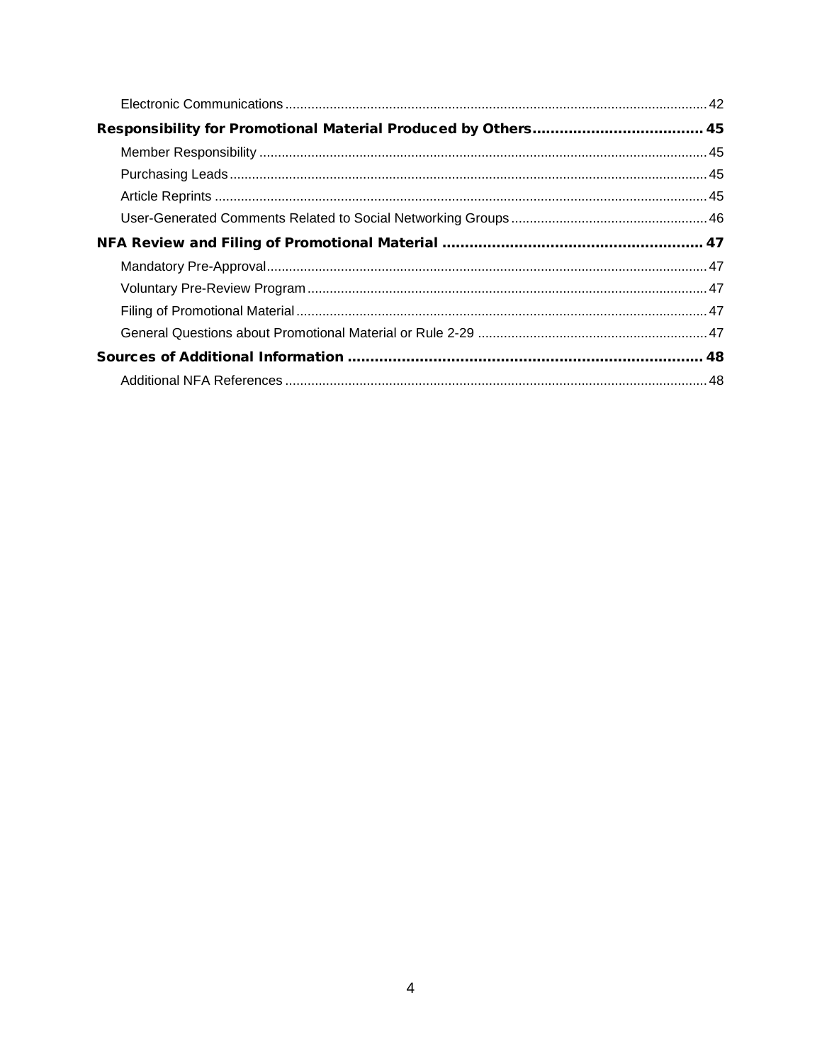Electronic Communications ..... 42

**Responsibility for Promotional Material Produced by Others ..... 45**

Member Responsibility ..... 45

Purchasing Leads ..... 45

Article Reprints ..... 45

User-Generated Comments Related to Social Networking Groups ..... 46

**NFA Review and Filing of Promotional Material ..... 47**

Mandatory Pre-Approval ..... 47

Voluntary Pre-Review Program ..... 47

Filing of Promotional Material ..... 47

General Questions about Promotional Material or Rule 2-29 ..... 47

**Sources of Additional Information ..... 48**

Additional NFA References ..... 48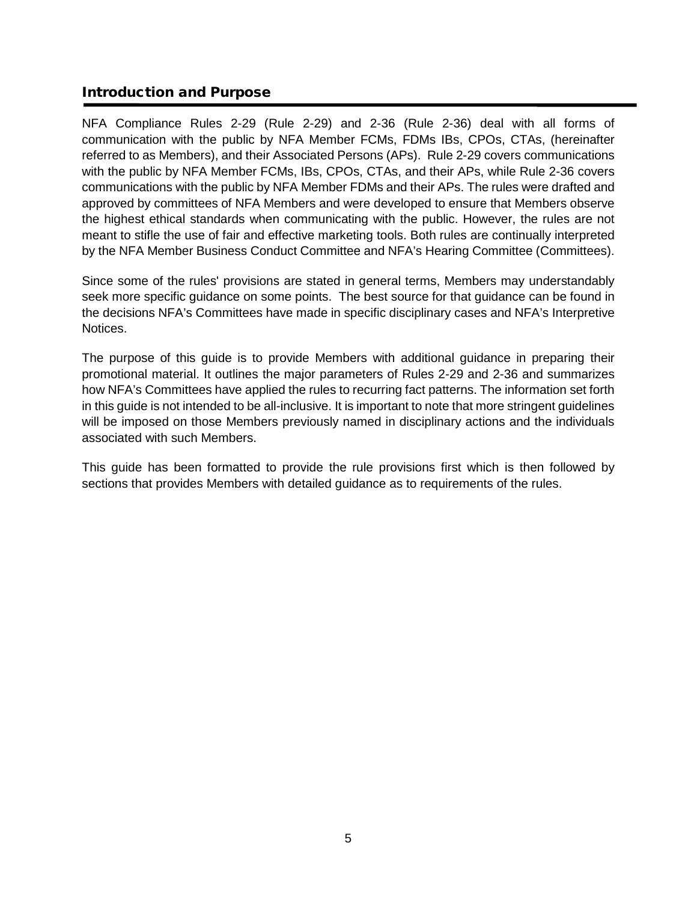## Introduction and Purpose

NFA Compliance Rules 2-29 (Rule 2-29) and 2-36 (Rule 2-36) deal with all forms of communication with the public by NFA Member FCMs, FDMs IBs, CPOs, CTAs, (hereinafter referred to as Members), and their Associated Persons (APs). Rule 2-29 covers communications with the public by NFA Member FCMs, IBs, CPOs, CTAs, and their APs, while Rule 2-36 covers communications with the public by NFA Member FDMs and their APs. The rules were drafted and approved by committees of NFA Members and were developed to ensure that Members observe the highest ethical standards when communicating with the public. However, the rules are not meant to stifle the use of fair and effective marketing tools. Both rules are continually interpreted by the NFA Member Business Conduct Committee and NFA's Hearing Committee (Committees).

Since some of the rules' provisions are stated in general terms, Members may understandably seek more specific guidance on some points. The best source for that guidance can be found in the decisions NFA's Committees have made in specific disciplinary cases and NFA's Interpretive Notices.

The purpose of this guide is to provide Members with additional guidance in preparing their promotional material. It outlines the major parameters of Rules 2-29 and 2-36 and summarizes how NFA's Committees have applied the rules to recurring fact patterns. The information set forth in this guide is not intended to be all-inclusive. It is important to note that more stringent guidelines will be imposed on those Members previously named in disciplinary actions and the individuals associated with such Members.

This guide has been formatted to provide the rule provisions first which is then followed by sections that provides Members with detailed guidance as to requirements of the rules.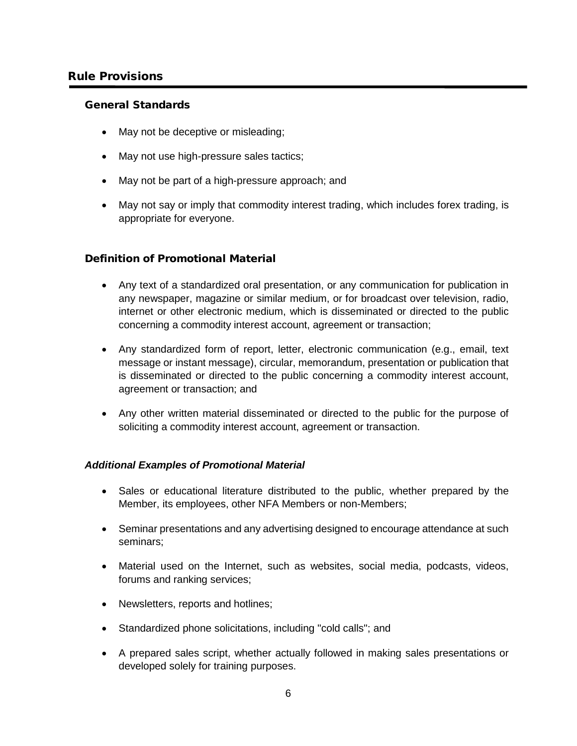## Rule Provisions

### General Standards

- May not be deceptive or misleading;
- May not use high-pressure sales tactics;
- May not be part of a high-pressure approach; and
- May not say or imply that commodity interest trading, which includes forex trading, is appropriate for everyone.

### Definition of Promotional Material

- Any text of a standardized oral presentation, or any communication for publication in any newspaper, magazine or similar medium, or for broadcast over television, radio, internet or other electronic medium, which is disseminated or directed to the public concerning a commodity interest account, agreement or transaction;
- Any standardized form of report, letter, electronic communication (e.g., email, text message or instant message), circular, memorandum, presentation or publication that is disseminated or directed to the public concerning a commodity interest account, agreement or transaction; and
- Any other written material disseminated or directed to the public for the purpose of soliciting a commodity interest account, agreement or transaction.

***Additional Examples of Promotional Material***

- Sales or educational literature distributed to the public, whether prepared by the Member, its employees, other NFA Members or non-Members;
- Seminar presentations and any advertising designed to encourage attendance at such seminars;
- Material used on the Internet, such as websites, social media, podcasts, videos, forums and ranking services;
- Newsletters, reports and hotlines;
- Standardized phone solicitations, including "cold calls"; and
- A prepared sales script, whether actually followed in making sales presentations or developed solely for training purposes.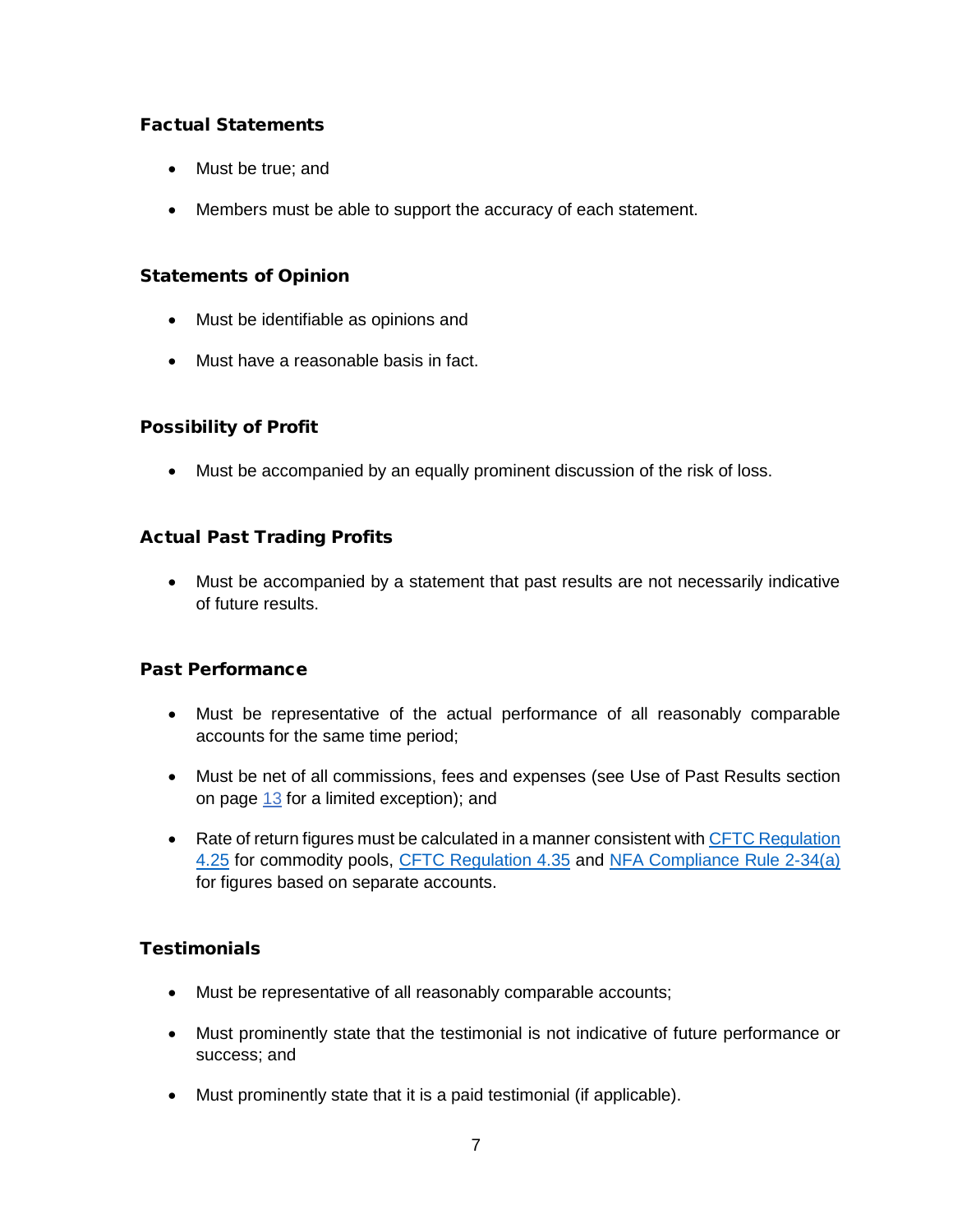### Factual Statements

- Must be true; and
- Members must be able to support the accuracy of each statement.

### Statements of Opinion

- Must be identifiable as opinions and
- Must have a reasonable basis in fact.

### Possibility of Profit

- Must be accompanied by an equally prominent discussion of the risk of loss.

### Actual Past Trading Profits

- Must be accompanied by a statement that past results are not necessarily indicative of future results.

### Past Performance

- Must be representative of the actual performance of all reasonably comparable accounts for the same time period;
- Must be net of all commissions, fees and expenses (see Use of Past Results section on page 13 for a limited exception); and
- Rate of return figures must be calculated in a manner consistent with CFTC Regulation 4.25 for commodity pools, CFTC Regulation 4.35 and NFA Compliance Rule 2-34(a) for figures based on separate accounts.

### Testimonials

- Must be representative of all reasonably comparable accounts;
- Must prominently state that the testimonial is not indicative of future performance or success; and
- Must prominently state that it is a paid testimonial (if applicable).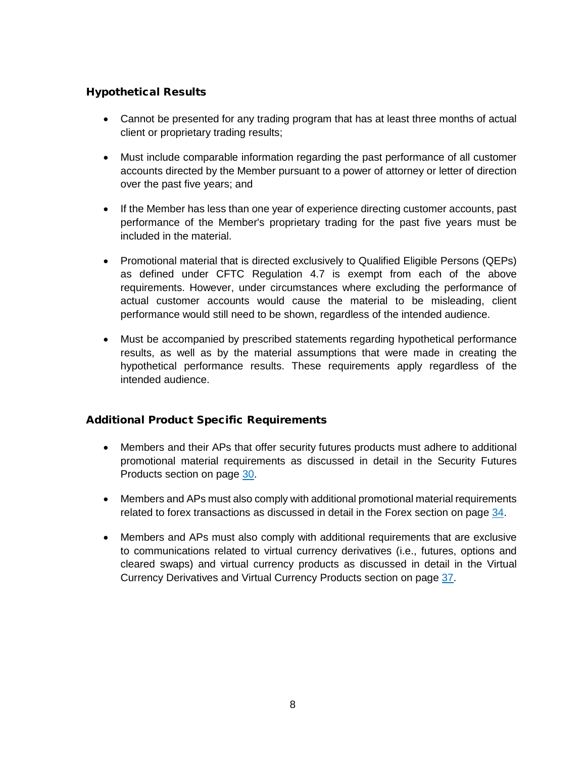### Hypothetical Results

- Cannot be presented for any trading program that has at least three months of actual client or proprietary trading results;

- Must include comparable information regarding the past performance of all customer accounts directed by the Member pursuant to a power of attorney or letter of direction over the past five years; and

- If the Member has less than one year of experience directing customer accounts, past performance of the Member's proprietary trading for the past five years must be included in the material.

- Promotional material that is directed exclusively to Qualified Eligible Persons (QEPs) as defined under CFTC Regulation 4.7 is exempt from each of the above requirements. However, under circumstances where excluding the performance of actual customer accounts would cause the material to be misleading, client performance would still need to be shown, regardless of the intended audience.

- Must be accompanied by prescribed statements regarding hypothetical performance results, as well as by the material assumptions that were made in creating the hypothetical performance results. These requirements apply regardless of the intended audience.

### Additional Product Specific Requirements

- Members and their APs that offer security futures products must adhere to additional promotional material requirements as discussed in detail in the Security Futures Products section on page 30.

- Members and APs must also comply with additional promotional material requirements related to forex transactions as discussed in detail in the Forex section on page 34.

- Members and APs must also comply with additional requirements that are exclusive to communications related to virtual currency derivatives (i.e., futures, options and cleared swaps) and virtual currency products as discussed in detail in the Virtual Currency Derivatives and Virtual Currency Products section on page 37.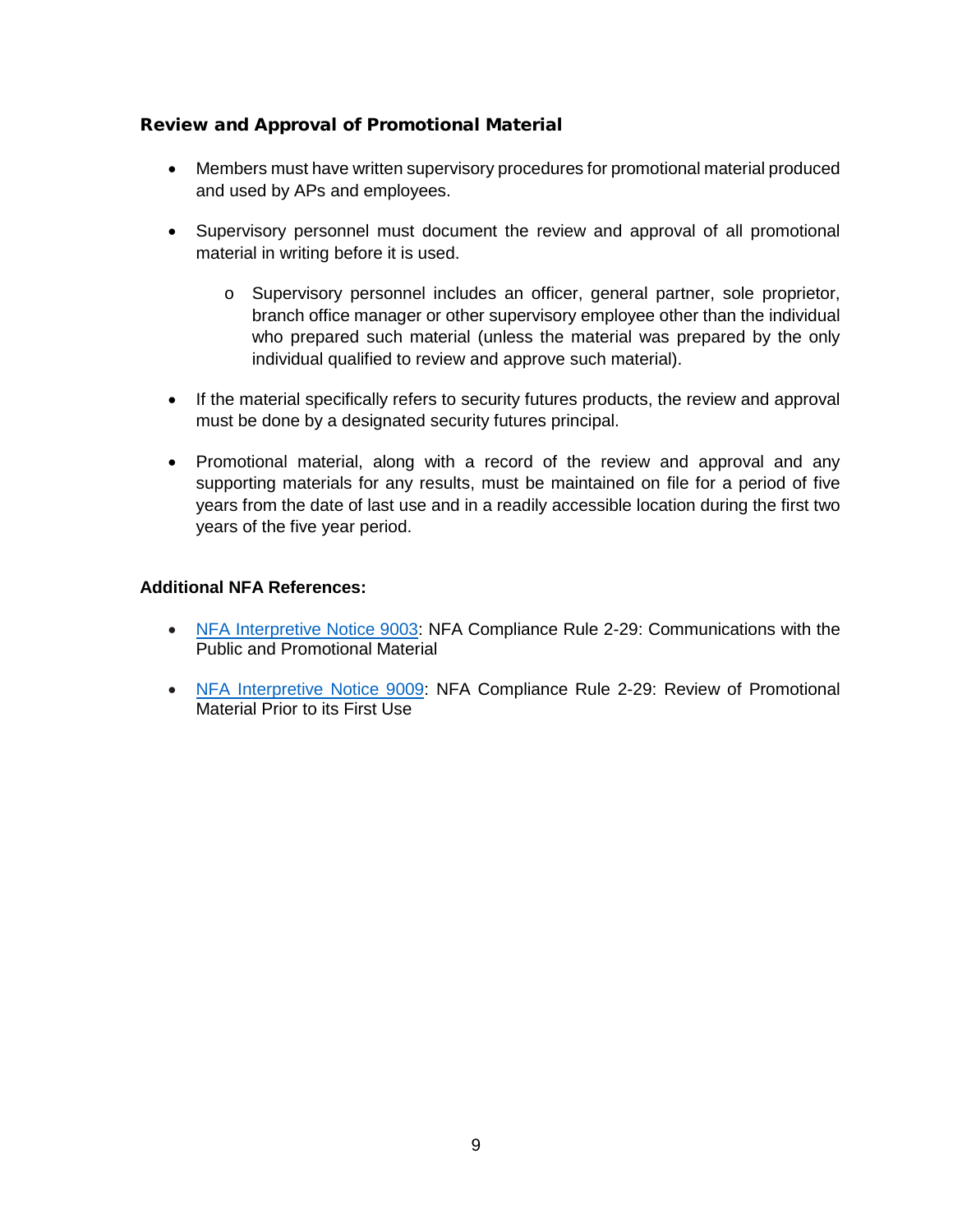### Review and Approval of Promotional Material

- Members must have written supervisory procedures for promotional material produced and used by APs and employees.
- Supervisory personnel must document the review and approval of all promotional material in writing before it is used.
    - Supervisory personnel includes an officer, general partner, sole proprietor, branch office manager or other supervisory employee other than the individual who prepared such material (unless the material was prepared by the only individual qualified to review and approve such material).
- If the material specifically refers to security futures products, the review and approval must be done by a designated security futures principal.
- Promotional material, along with a record of the review and approval and any supporting materials for any results, must be maintained on file for a period of five years from the date of last use and in a readily accessible location during the first two years of the five year period.

**Additional NFA References:**

- NFA Interpretive Notice 9003: NFA Compliance Rule 2-29: Communications with the Public and Promotional Material
- NFA Interpretive Notice 9009: NFA Compliance Rule 2-29: Review of Promotional Material Prior to its First Use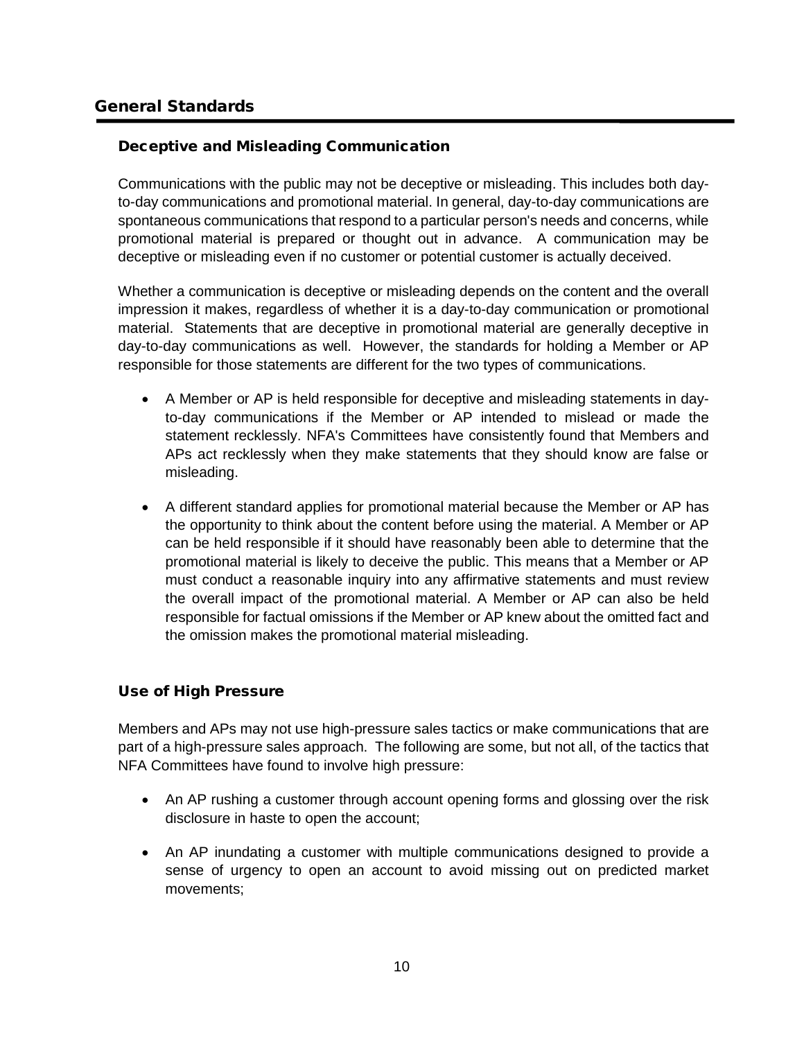## General Standards

### Deceptive and Misleading Communication

Communications with the public may not be deceptive or misleading. This includes both day-to-day communications and promotional material. In general, day-to-day communications are spontaneous communications that respond to a particular person's needs and concerns, while promotional material is prepared or thought out in advance. A communication may be deceptive or misleading even if no customer or potential customer is actually deceived.

Whether a communication is deceptive or misleading depends on the content and the overall impression it makes, regardless of whether it is a day-to-day communication or promotional material. Statements that are deceptive in promotional material are generally deceptive in day-to-day communications as well. However, the standards for holding a Member or AP responsible for those statements are different for the two types of communications.

- A Member or AP is held responsible for deceptive and misleading statements in day-to-day communications if the Member or AP intended to mislead or made the statement recklessly. NFA's Committees have consistently found that Members and APs act recklessly when they make statements that they should know are false or misleading.
- A different standard applies for promotional material because the Member or AP has the opportunity to think about the content before using the material. A Member or AP can be held responsible if it should have reasonably been able to determine that the promotional material is likely to deceive the public. This means that a Member or AP must conduct a reasonable inquiry into any affirmative statements and must review the overall impact of the promotional material. A Member or AP can also be held responsible for factual omissions if the Member or AP knew about the omitted fact and the omission makes the promotional material misleading.

### Use of High Pressure

Members and APs may not use high-pressure sales tactics or make communications that are part of a high-pressure sales approach. The following are some, but not all, of the tactics that NFA Committees have found to involve high pressure:

- An AP rushing a customer through account opening forms and glossing over the risk disclosure in haste to open the account;
- An AP inundating a customer with multiple communications designed to provide a sense of urgency to open an account to avoid missing out on predicted market movements;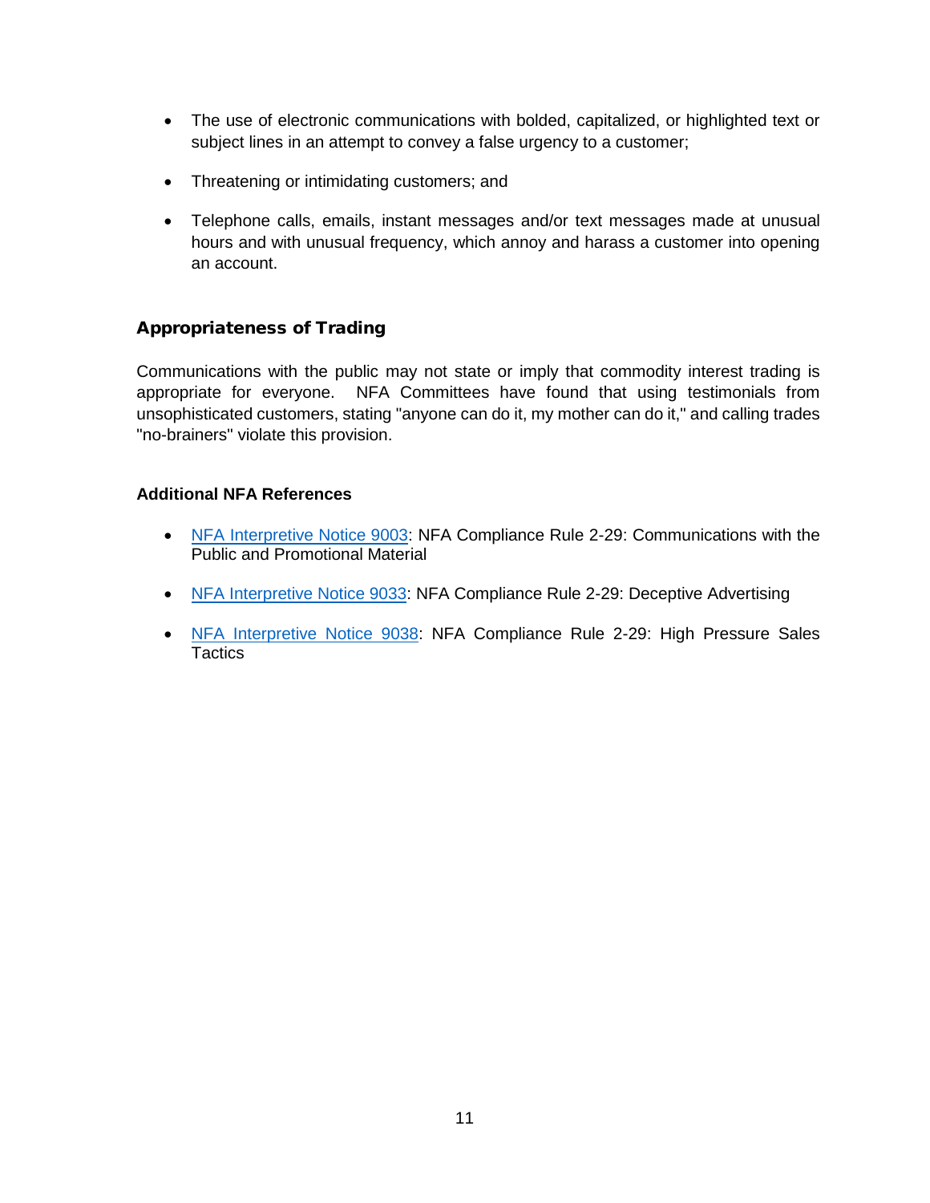- The use of electronic communications with bolded, capitalized, or highlighted text or subject lines in an attempt to convey a false urgency to a customer;
- Threatening or intimidating customers; and
- Telephone calls, emails, instant messages and/or text messages made at unusual hours and with unusual frequency, which annoy and harass a customer into opening an account.

## Appropriateness of Trading

Communications with the public may not state or imply that commodity interest trading is appropriate for everyone. NFA Committees have found that using testimonials from unsophisticated customers, stating "anyone can do it, my mother can do it," and calling trades "no-brainers" violate this provision.

**Additional NFA References**

- NFA Interpretive Notice 9003: NFA Compliance Rule 2-29: Communications with the Public and Promotional Material
- NFA Interpretive Notice 9033: NFA Compliance Rule 2-29: Deceptive Advertising
- NFA Interpretive Notice 9038: NFA Compliance Rule 2-29: High Pressure Sales Tactics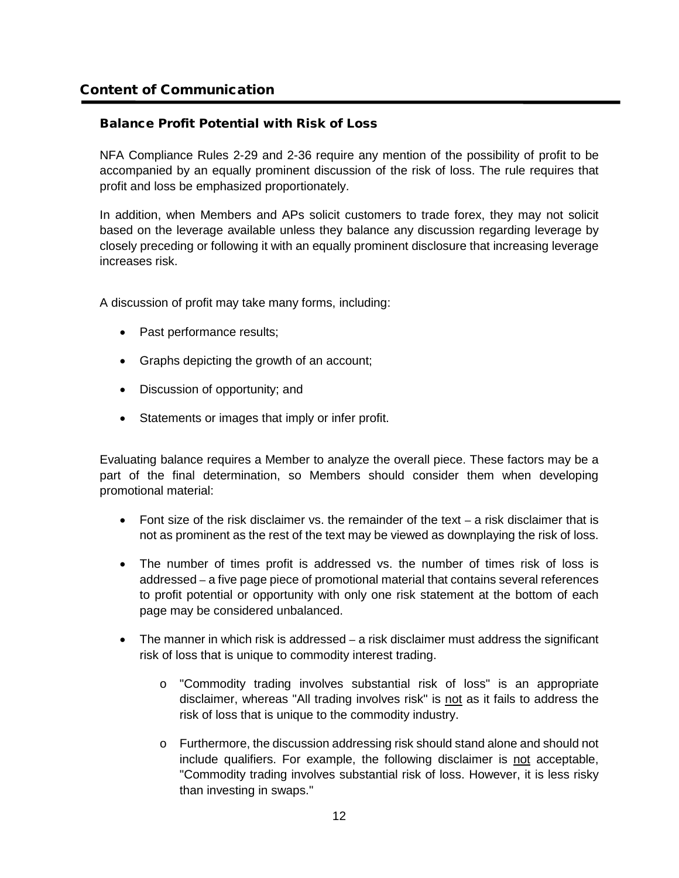## Content of Communication

### Balance Profit Potential with Risk of Loss

NFA Compliance Rules 2-29 and 2-36 require any mention of the possibility of profit to be accompanied by an equally prominent discussion of the risk of loss. The rule requires that profit and loss be emphasized proportionately.

In addition, when Members and APs solicit customers to trade forex, they may not solicit based on the leverage available unless they balance any discussion regarding leverage by closely preceding or following it with an equally prominent disclosure that increasing leverage increases risk.

A discussion of profit may take many forms, including:

- Past performance results;
- Graphs depicting the growth of an account;
- Discussion of opportunity; and
- Statements or images that imply or infer profit.

Evaluating balance requires a Member to analyze the overall piece. These factors may be a part of the final determination, so Members should consider them when developing promotional material:

- Font size of the risk disclaimer vs. the remainder of the text – a risk disclaimer that is not as prominent as the rest of the text may be viewed as downplaying the risk of loss.
- The number of times profit is addressed vs. the number of times risk of loss is addressed – a five page piece of promotional material that contains several references to profit potential or opportunity with only one risk statement at the bottom of each page may be considered unbalanced.
- The manner in which risk is addressed – a risk disclaimer must address the significant risk of loss that is unique to commodity interest trading.
  - "Commodity trading involves substantial risk of loss" is an appropriate disclaimer, whereas "All trading involves risk" is <u>not</u> as it fails to address the risk of loss that is unique to the commodity industry.
  - Furthermore, the discussion addressing risk should stand alone and should not include qualifiers. For example, the following disclaimer is <u>not</u> acceptable, "Commodity trading involves substantial risk of loss. However, it is less risky than investing in swaps."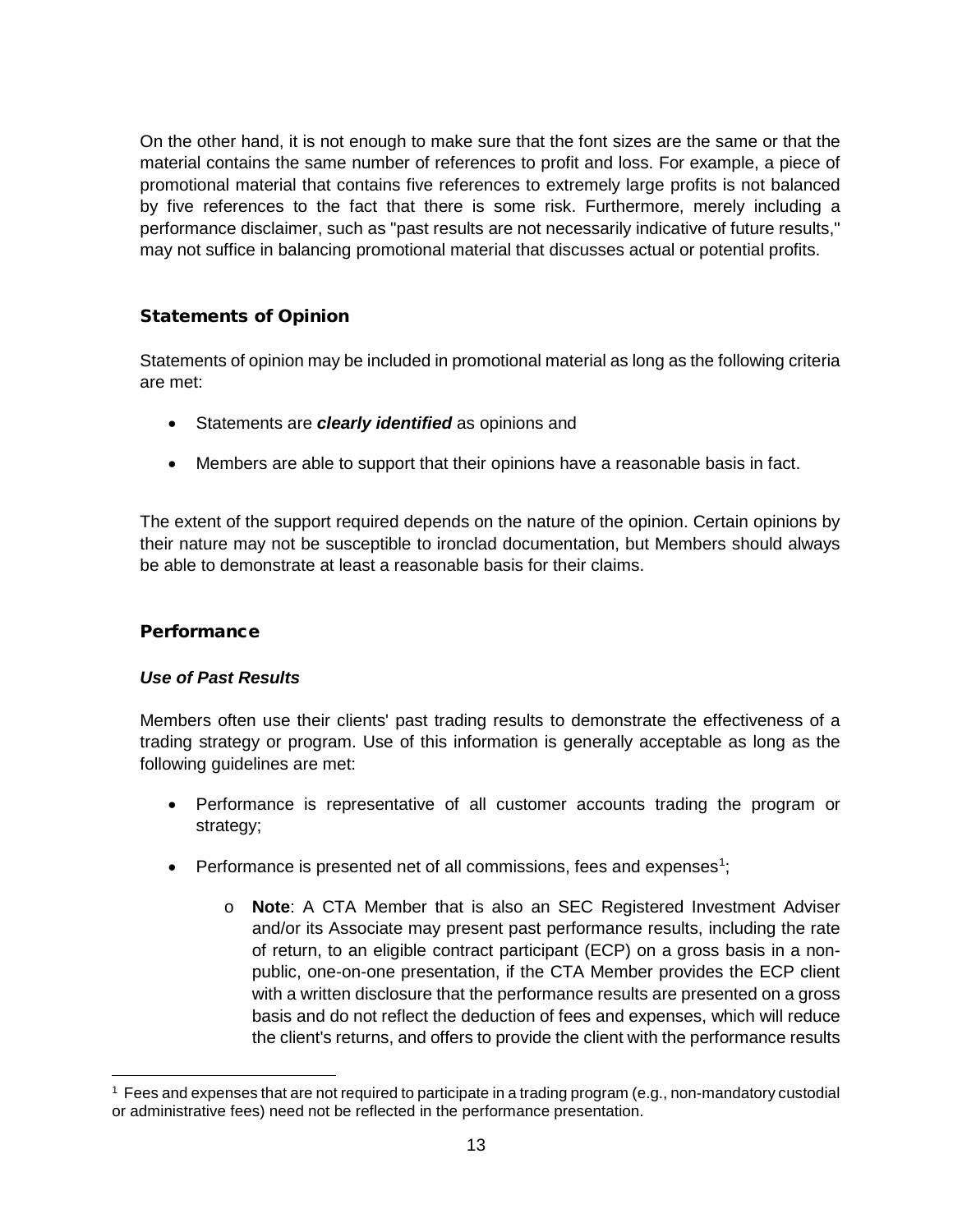On the other hand, it is not enough to make sure that the font sizes are the same or that the material contains the same number of references to profit and loss. For example, a piece of promotional material that contains five references to extremely large profits is not balanced by five references to the fact that there is some risk. Furthermore, merely including a performance disclaimer, such as "past results are not necessarily indicative of future results," may not suffice in balancing promotional material that discusses actual or potential profits.

## Statements of Opinion

Statements of opinion may be included in promotional material as long as the following criteria are met:

- Statements are ***clearly identified*** as opinions and
- Members are able to support that their opinions have a reasonable basis in fact.

The extent of the support required depends on the nature of the opinion. Certain opinions by their nature may not be susceptible to ironclad documentation, but Members should always be able to demonstrate at least a reasonable basis for their claims.

## Performance

### *Use of Past Results*

Members often use their clients' past trading results to demonstrate the effectiveness of a trading strategy or program. Use of this information is generally acceptable as long as the following guidelines are met:

- Performance is representative of all customer accounts trading the program or strategy;
- Performance is presented net of all commissions, fees and expenses[1];
  - **Note**: A CTA Member that is also an SEC Registered Investment Adviser and/or its Associate may present past performance results, including the rate of return, to an eligible contract participant (ECP) on a gross basis in a non-public, one-on-one presentation, if the CTA Member provides the ECP client with a written disclosure that the performance results are presented on a gross basis and do not reflect the deduction of fees and expenses, which will reduce the client's returns, and offers to provide the client with the performance results

[1] Fees and expenses that are not required to participate in a trading program (e.g., non-mandatory custodial or administrative fees) need not be reflected in the performance presentation.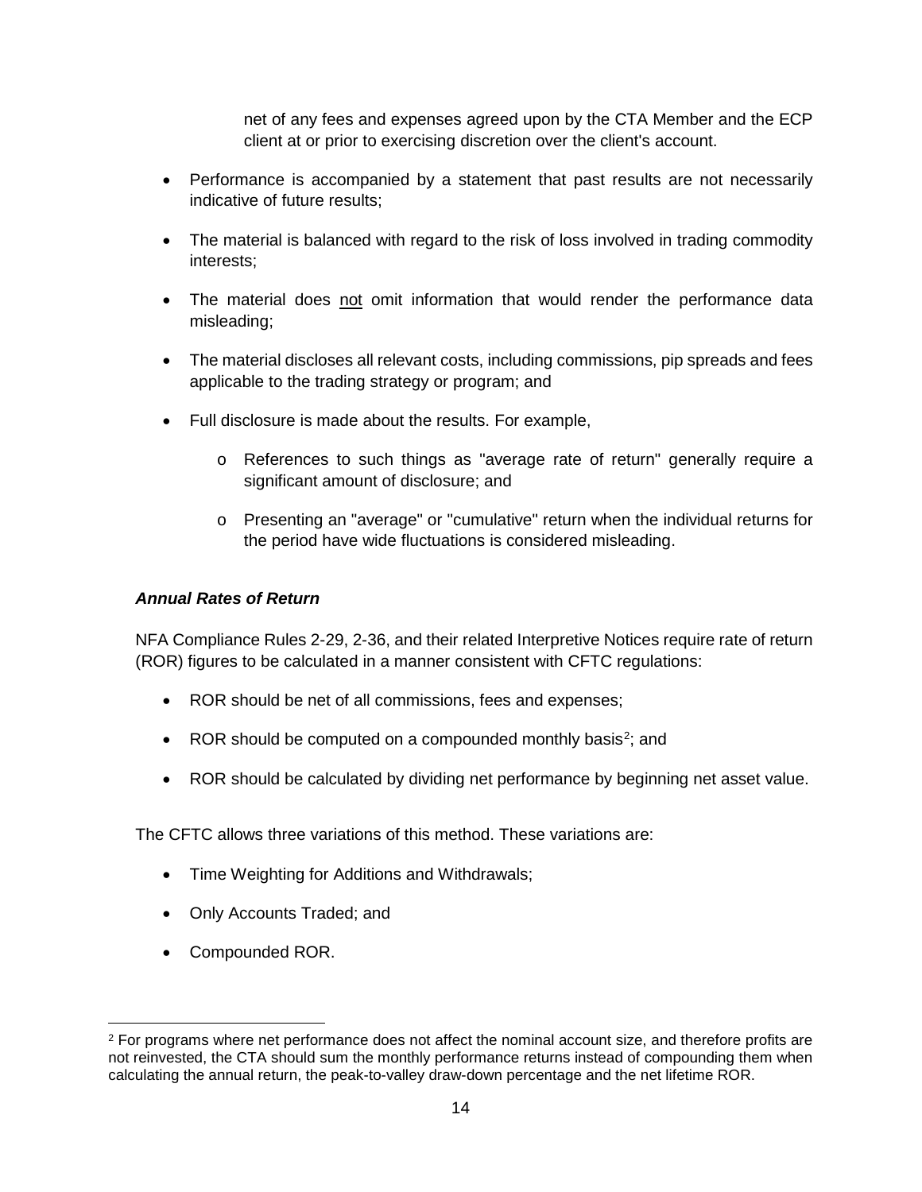net of any fees and expenses agreed upon by the CTA Member and the ECP client at or prior to exercising discretion over the client's account.

- Performance is accompanied by a statement that past results are not necessarily indicative of future results;
- The material is balanced with regard to the risk of loss involved in trading commodity interests;
- The material does not omit information that would render the performance data misleading;
- The material discloses all relevant costs, including commissions, pip spreads and fees applicable to the trading strategy or program; and
- Full disclosure is made about the results. For example,
  - References to such things as "average rate of return" generally require a significant amount of disclosure; and
  - Presenting an "average" or "cumulative" return when the individual returns for the period have wide fluctuations is considered misleading.

***Annual Rates of Return***

NFA Compliance Rules 2-29, 2-36, and their related Interpretive Notices require rate of return (ROR) figures to be calculated in a manner consistent with CFTC regulations:

- ROR should be net of all commissions, fees and expenses;
- ROR should be computed on a compounded monthly basis[2]; and
- ROR should be calculated by dividing net performance by beginning net asset value.

The CFTC allows three variations of this method. These variations are:

- Time Weighting for Additions and Withdrawals;
- Only Accounts Traded; and
- Compounded ROR.

[2] For programs where net performance does not affect the nominal account size, and therefore profits are not reinvested, the CTA should sum the monthly performance returns instead of compounding them when calculating the annual return, the peak-to-valley draw-down percentage and the net lifetime ROR.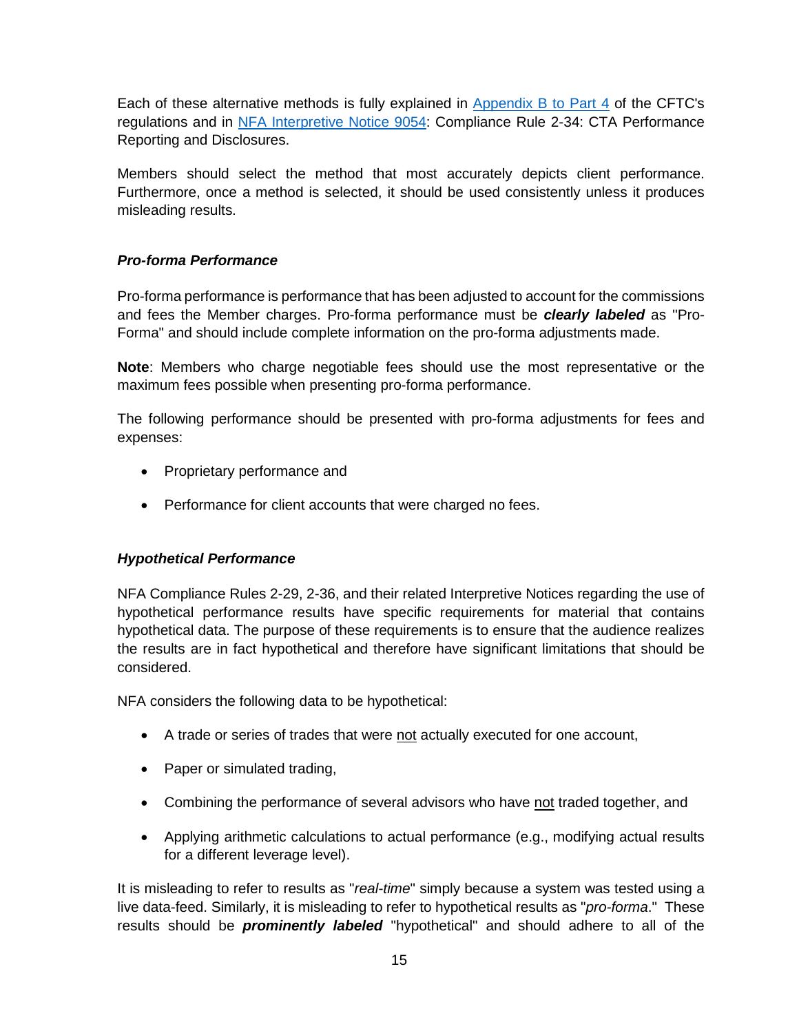Each of these alternative methods is fully explained in [Appendix B to Part 4](#) of the CFTC's regulations and in [NFA Interpretive Notice 9054](#): Compliance Rule 2-34: CTA Performance Reporting and Disclosures.

Members should select the method that most accurately depicts client performance. Furthermore, once a method is selected, it should be used consistently unless it produces misleading results.

### ***Pro-forma Performance***

Pro-forma performance is performance that has been adjusted to account for the commissions and fees the Member charges. Pro-forma performance must be ***clearly labeled*** as "Pro-Forma" and should include complete information on the pro-forma adjustments made.

**Note**: Members who charge negotiable fees should use the most representative or the maximum fees possible when presenting pro-forma performance.

The following performance should be presented with pro-forma adjustments for fees and expenses:

- Proprietary performance and
- Performance for client accounts that were charged no fees.

### ***Hypothetical Performance***

NFA Compliance Rules 2-29, 2-36, and their related Interpretive Notices regarding the use of hypothetical performance results have specific requirements for material that contains hypothetical data. The purpose of these requirements is to ensure that the audience realizes the results are in fact hypothetical and therefore have significant limitations that should be considered.

NFA considers the following data to be hypothetical:

- A trade or series of trades that were <u>not</u> actually executed for one account,
- Paper or simulated trading,
- Combining the performance of several advisors who have <u>not</u> traded together, and
- Applying arithmetic calculations to actual performance (e.g., modifying actual results for a different leverage level).

It is misleading to refer to results as "*real-time*" simply because a system was tested using a live data-feed. Similarly, it is misleading to refer to hypothetical results as "*pro-forma*." These results should be ***prominently labeled*** "hypothetical" and should adhere to all of the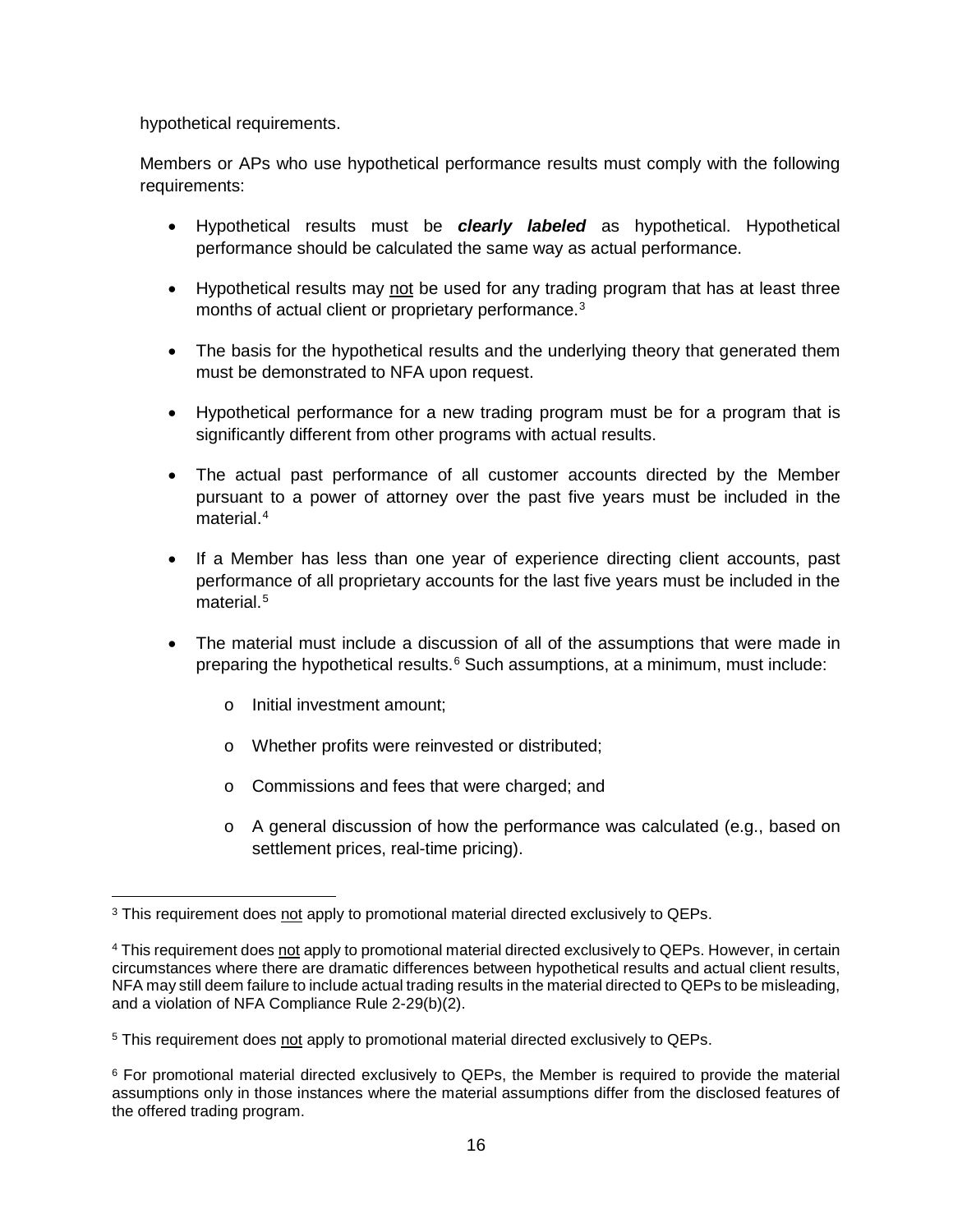hypothetical requirements.

Members or APs who use hypothetical performance results must comply with the following requirements:

- Hypothetical results must be ***clearly labeled*** as hypothetical. Hypothetical performance should be calculated the same way as actual performance.
- Hypothetical results may not be used for any trading program that has at least three months of actual client or proprietary performance.[3]
- The basis for the hypothetical results and the underlying theory that generated them must be demonstrated to NFA upon request.
- Hypothetical performance for a new trading program must be for a program that is significantly different from other programs with actual results.
- The actual past performance of all customer accounts directed by the Member pursuant to a power of attorney over the past five years must be included in the material.[4]
- If a Member has less than one year of experience directing client accounts, past performance of all proprietary accounts for the last five years must be included in the material.[5]
- The material must include a discussion of all of the assumptions that were made in preparing the hypothetical results.[6] Such assumptions, at a minimum, must include:
  - Initial investment amount;
  - Whether profits were reinvested or distributed;
  - Commissions and fees that were charged; and
  - A general discussion of how the performance was calculated (e.g., based on settlement prices, real-time pricing).

---

[3] This requirement does not apply to promotional material directed exclusively to QEPs.

[4] This requirement does not apply to promotional material directed exclusively to QEPs. However, in certain circumstances where there are dramatic differences between hypothetical results and actual client results, NFA may still deem failure to include actual trading results in the material directed to QEPs to be misleading, and a violation of NFA Compliance Rule 2-29(b)(2).

[5] This requirement does not apply to promotional material directed exclusively to QEPs.

[6] For promotional material directed exclusively to QEPs, the Member is required to provide the material assumptions only in those instances where the material assumptions differ from the disclosed features of the offered trading program.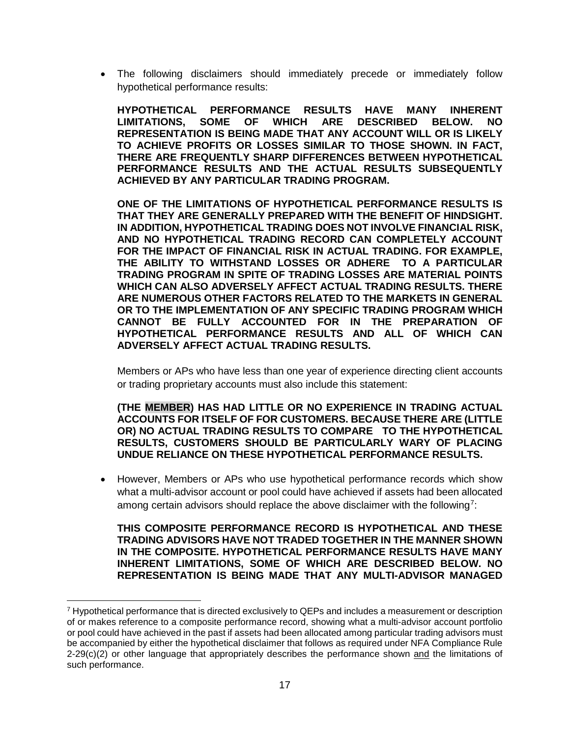- The following disclaimers should immediately precede or immediately follow hypothetical performance results:

  **HYPOTHETICAL PERFORMANCE RESULTS HAVE MANY INHERENT LIMITATIONS, SOME OF WHICH ARE DESCRIBED BELOW. NO REPRESENTATION IS BEING MADE THAT ANY ACCOUNT WILL OR IS LIKELY TO ACHIEVE PROFITS OR LOSSES SIMILAR TO THOSE SHOWN. IN FACT, THERE ARE FREQUENTLY SHARP DIFFERENCES BETWEEN HYPOTHETICAL PERFORMANCE RESULTS AND THE ACTUAL RESULTS SUBSEQUENTLY ACHIEVED BY ANY PARTICULAR TRADING PROGRAM.**

  **ONE OF THE LIMITATIONS OF HYPOTHETICAL PERFORMANCE RESULTS IS THAT THEY ARE GENERALLY PREPARED WITH THE BENEFIT OF HINDSIGHT. IN ADDITION, HYPOTHETICAL TRADING DOES NOT INVOLVE FINANCIAL RISK, AND NO HYPOTHETICAL TRADING RECORD CAN COMPLETELY ACCOUNT FOR THE IMPACT OF FINANCIAL RISK IN ACTUAL TRADING. FOR EXAMPLE, THE ABILITY TO WITHSTAND LOSSES OR ADHERE TO A PARTICULAR TRADING PROGRAM IN SPITE OF TRADING LOSSES ARE MATERIAL POINTS WHICH CAN ALSO ADVERSELY AFFECT ACTUAL TRADING RESULTS. THERE ARE NUMEROUS OTHER FACTORS RELATED TO THE MARKETS IN GENERAL OR TO THE IMPLEMENTATION OF ANY SPECIFIC TRADING PROGRAM WHICH CANNOT BE FULLY ACCOUNTED FOR IN THE PREPARATION OF HYPOTHETICAL PERFORMANCE RESULTS AND ALL OF WHICH CAN ADVERSELY AFFECT ACTUAL TRADING RESULTS.**

  Members or APs who have less than one year of experience directing client accounts or trading proprietary accounts must also include this statement:

  **(THE MEMBER) HAS HAD LITTLE OR NO EXPERIENCE IN TRADING ACTUAL ACCOUNTS FOR ITSELF OF FOR CUSTOMERS. BECAUSE THERE ARE (LITTLE OR) NO ACTUAL TRADING RESULTS TO COMPARE TO THE HYPOTHETICAL RESULTS, CUSTOMERS SHOULD BE PARTICULARLY WARY OF PLACING UNDUE RELIANCE ON THESE HYPOTHETICAL PERFORMANCE RESULTS.**

- However, Members or APs who use hypothetical performance records which show what a multi-advisor account or pool could have achieved if assets had been allocated among certain advisors should replace the above disclaimer with the following[7]:

  **THIS COMPOSITE PERFORMANCE RECORD IS HYPOTHETICAL AND THESE TRADING ADVISORS HAVE NOT TRADED TOGETHER IN THE MANNER SHOWN IN THE COMPOSITE. HYPOTHETICAL PERFORMANCE RESULTS HAVE MANY INHERENT LIMITATIONS, SOME OF WHICH ARE DESCRIBED BELOW. NO REPRESENTATION IS BEING MADE THAT ANY MULTI-ADVISOR MANAGED**

---

[7] Hypothetical performance that is directed exclusively to QEPs and includes a measurement or description of or makes reference to a composite performance record, showing what a multi-advisor account portfolio or pool could have achieved in the past if assets had been allocated among particular trading advisors must be accompanied by either the hypothetical disclaimer that follows as required under NFA Compliance Rule 2-29(c)(2) or other language that appropriately describes the performance shown and the limitations of such performance.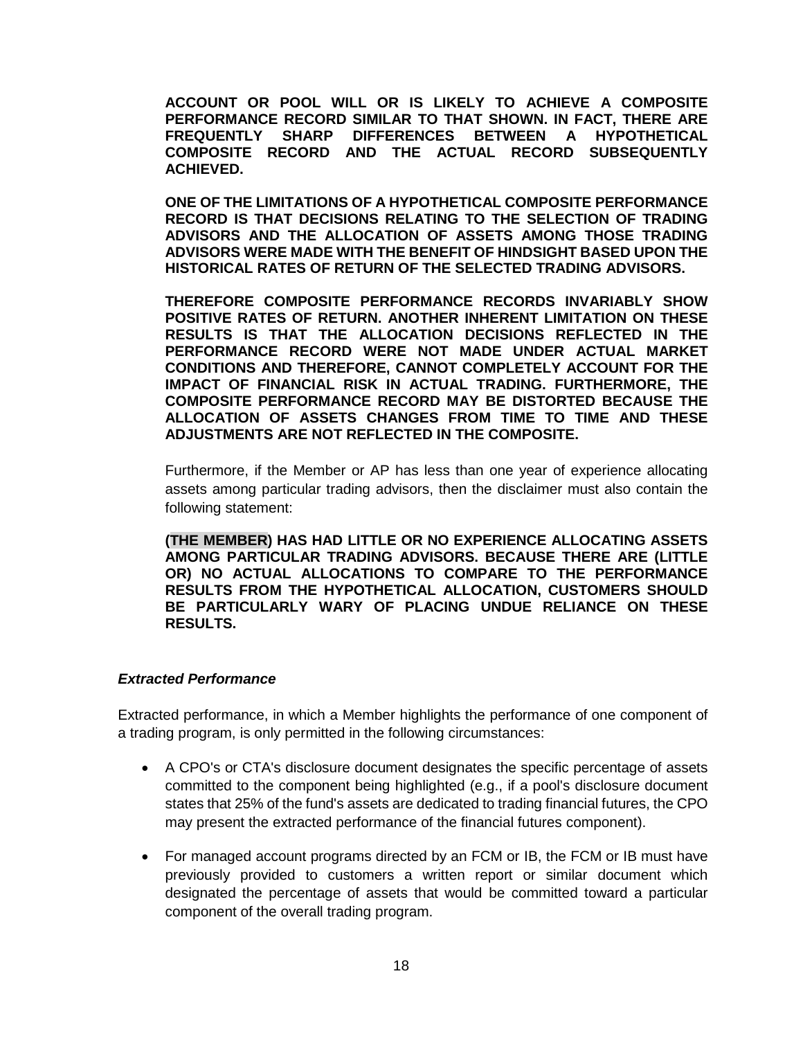**ACCOUNT OR POOL WILL OR IS LIKELY TO ACHIEVE A COMPOSITE PERFORMANCE RECORD SIMILAR TO THAT SHOWN. IN FACT, THERE ARE FREQUENTLY SHARP DIFFERENCES BETWEEN A HYPOTHETICAL COMPOSITE RECORD AND THE ACTUAL RECORD SUBSEQUENTLY ACHIEVED.**

**ONE OF THE LIMITATIONS OF A HYPOTHETICAL COMPOSITE PERFORMANCE RECORD IS THAT DECISIONS RELATING TO THE SELECTION OF TRADING ADVISORS AND THE ALLOCATION OF ASSETS AMONG THOSE TRADING ADVISORS WERE MADE WITH THE BENEFIT OF HINDSIGHT BASED UPON THE HISTORICAL RATES OF RETURN OF THE SELECTED TRADING ADVISORS.**

**THEREFORE COMPOSITE PERFORMANCE RECORDS INVARIABLY SHOW POSITIVE RATES OF RETURN. ANOTHER INHERENT LIMITATION ON THESE RESULTS IS THAT THE ALLOCATION DECISIONS REFLECTED IN THE PERFORMANCE RECORD WERE NOT MADE UNDER ACTUAL MARKET CONDITIONS AND THEREFORE, CANNOT COMPLETELY ACCOUNT FOR THE IMPACT OF FINANCIAL RISK IN ACTUAL TRADING. FURTHERMORE, THE COMPOSITE PERFORMANCE RECORD MAY BE DISTORTED BECAUSE THE ALLOCATION OF ASSETS CHANGES FROM TIME TO TIME AND THESE ADJUSTMENTS ARE NOT REFLECTED IN THE COMPOSITE.**

Furthermore, if the Member or AP has less than one year of experience allocating assets among particular trading advisors, then the disclaimer must also contain the following statement:

**(THE MEMBER) HAS HAD LITTLE OR NO EXPERIENCE ALLOCATING ASSETS AMONG PARTICULAR TRADING ADVISORS. BECAUSE THERE ARE (LITTLE OR) NO ACTUAL ALLOCATIONS TO COMPARE TO THE PERFORMANCE RESULTS FROM THE HYPOTHETICAL ALLOCATION, CUSTOMERS SHOULD BE PARTICULARLY WARY OF PLACING UNDUE RELIANCE ON THESE RESULTS.**

***Extracted Performance***

Extracted performance, in which a Member highlights the performance of one component of a trading program, is only permitted in the following circumstances:

- A CPO's or CTA's disclosure document designates the specific percentage of assets committed to the component being highlighted (e.g., if a pool's disclosure document states that 25% of the fund's assets are dedicated to trading financial futures, the CPO may present the extracted performance of the financial futures component).
- For managed account programs directed by an FCM or IB, the FCM or IB must have previously provided to customers a written report or similar document which designated the percentage of assets that would be committed toward a particular component of the overall trading program.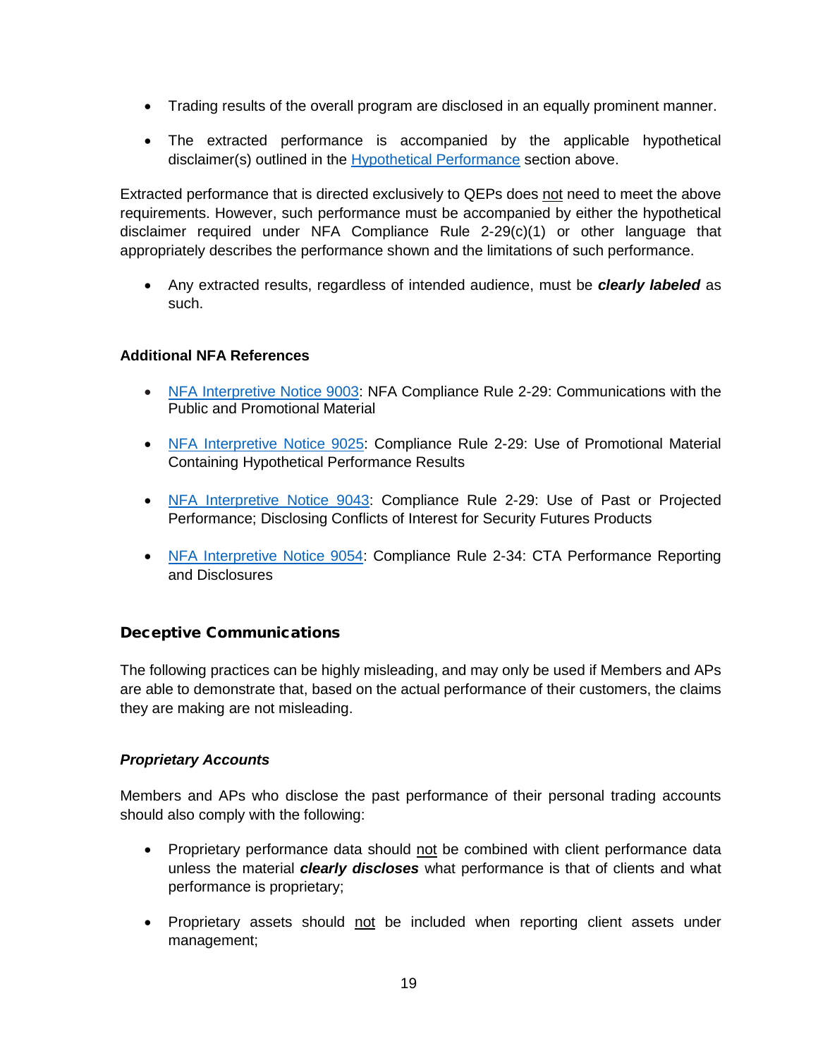- Trading results of the overall program are disclosed in an equally prominent manner.
- The extracted performance is accompanied by the applicable hypothetical disclaimer(s) outlined in the Hypothetical Performance section above.

Extracted performance that is directed exclusively to QEPs does not need to meet the above requirements. However, such performance must be accompanied by either the hypothetical disclaimer required under NFA Compliance Rule 2-29(c)(1) or other language that appropriately describes the performance shown and the limitations of such performance.

- Any extracted results, regardless of intended audience, must be ***clearly labeled*** as such.

#### Additional NFA References

- NFA Interpretive Notice 9003: NFA Compliance Rule 2-29: Communications with the Public and Promotional Material
- NFA Interpretive Notice 9025: Compliance Rule 2-29: Use of Promotional Material Containing Hypothetical Performance Results
- NFA Interpretive Notice 9043: Compliance Rule 2-29: Use of Past or Projected Performance; Disclosing Conflicts of Interest for Security Futures Products
- NFA Interpretive Notice 9054: Compliance Rule 2-34: CTA Performance Reporting and Disclosures

### Deceptive Communications

The following practices can be highly misleading, and may only be used if Members and APs are able to demonstrate that, based on the actual performance of their customers, the claims they are making are not misleading.

#### *Proprietary Accounts*

Members and APs who disclose the past performance of their personal trading accounts should also comply with the following:

- Proprietary performance data should not be combined with client performance data unless the material ***clearly discloses*** what performance is that of clients and what performance is proprietary;
- Proprietary assets should not be included when reporting client assets under management;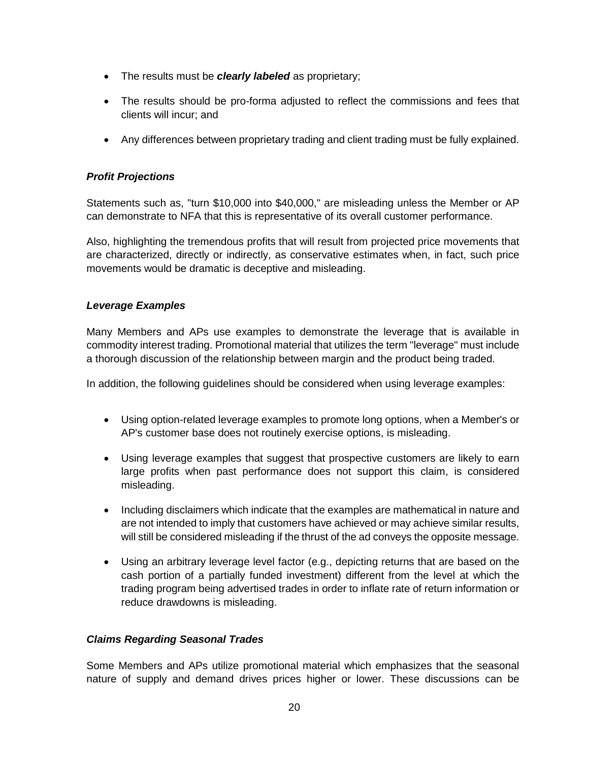- The results must be ***clearly labeled*** as proprietary;
- The results should be pro-forma adjusted to reflect the commissions and fees that clients will incur; and
- Any differences between proprietary trading and client trading must be fully explained.

### *Profit Projections*

Statements such as, "turn $10,000 into $40,000," are misleading unless the Member or AP can demonstrate to NFA that this is representative of its overall customer performance.

Also, highlighting the tremendous profits that will result from projected price movements that are characterized, directly or indirectly, as conservative estimates when, in fact, such price movements would be dramatic is deceptive and misleading.

### *Leverage Examples*

Many Members and APs use examples to demonstrate the leverage that is available in commodity interest trading. Promotional material that utilizes the term "leverage" must include a thorough discussion of the relationship between margin and the product being traded.

In addition, the following guidelines should be considered when using leverage examples:

- Using option-related leverage examples to promote long options, when a Member's or AP's customer base does not routinely exercise options, is misleading.
- Using leverage examples that suggest that prospective customers are likely to earn large profits when past performance does not support this claim, is considered misleading.
- Including disclaimers which indicate that the examples are mathematical in nature and are not intended to imply that customers have achieved or may achieve similar results, will still be considered misleading if the thrust of the ad conveys the opposite message.
- Using an arbitrary leverage level factor (e.g., depicting returns that are based on the cash portion of a partially funded investment) different from the level at which the trading program being advertised trades in order to inflate rate of return information or reduce drawdowns is misleading.

### *Claims Regarding Seasonal Trades*

Some Members and APs utilize promotional material which emphasizes that the seasonal nature of supply and demand drives prices higher or lower. These discussions can be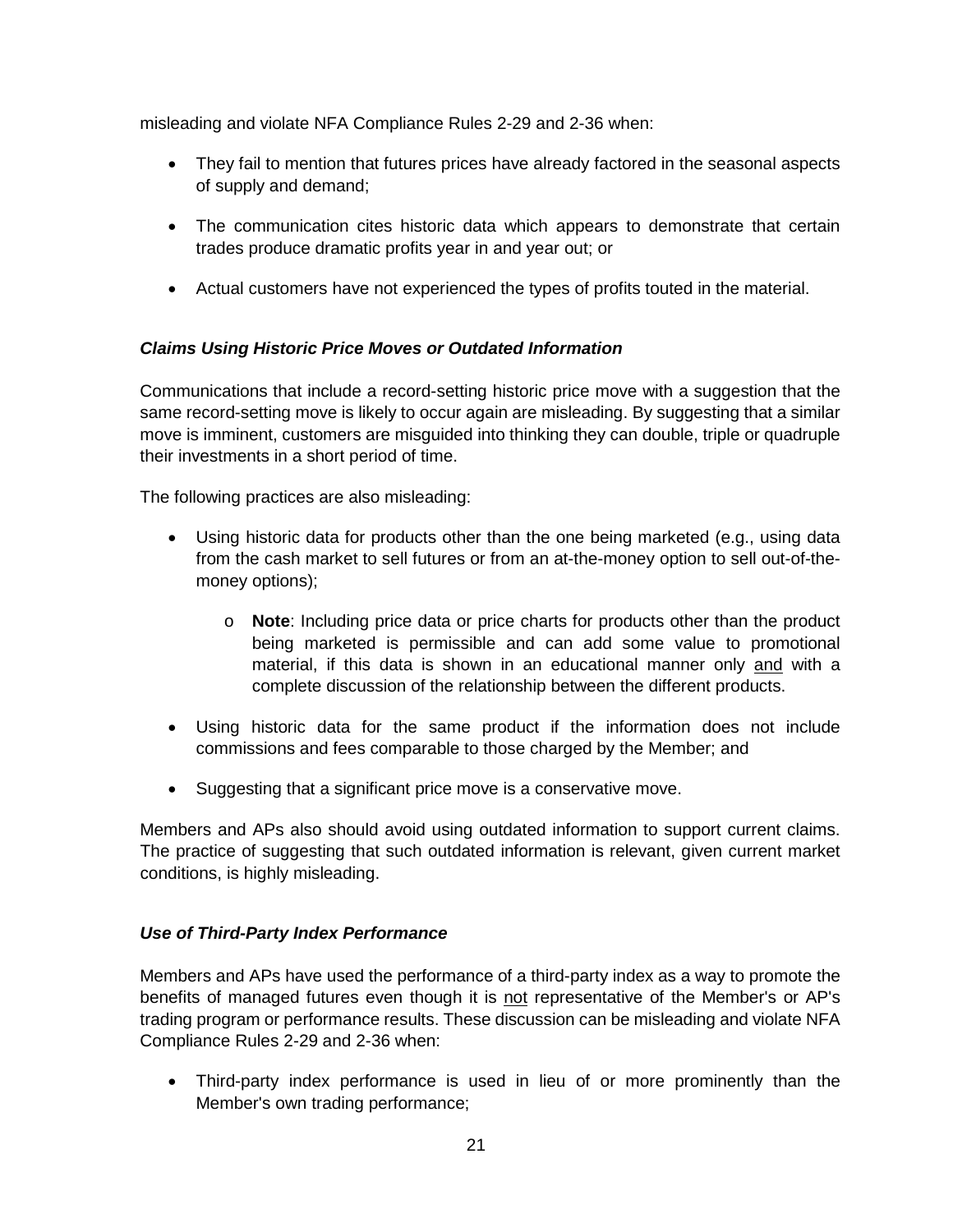misleading and violate NFA Compliance Rules 2-29 and 2-36 when:

- They fail to mention that futures prices have already factored in the seasonal aspects of supply and demand;
- The communication cites historic data which appears to demonstrate that certain trades produce dramatic profits year in and year out; or
- Actual customers have not experienced the types of profits touted in the material.

### *Claims Using Historic Price Moves or Outdated Information*

Communications that include a record-setting historic price move with a suggestion that the same record-setting move is likely to occur again are misleading. By suggesting that a similar move is imminent, customers are misguided into thinking they can double, triple or quadruple their investments in a short period of time.

The following practices are also misleading:

- Using historic data for products other than the one being marketed (e.g., using data from the cash market to sell futures or from an at-the-money option to sell out-of-the-money options);
    - **Note**: Including price data or price charts for products other than the product being marketed is permissible and can add some value to promotional material, if this data is shown in an educational manner only <u>and</u> with a complete discussion of the relationship between the different products.
- Using historic data for the same product if the information does not include commissions and fees comparable to those charged by the Member; and
- Suggesting that a significant price move is a conservative move.

Members and APs also should avoid using outdated information to support current claims. The practice of suggesting that such outdated information is relevant, given current market conditions, is highly misleading.

### *Use of Third-Party Index Performance*

Members and APs have used the performance of a third-party index as a way to promote the benefits of managed futures even though it is <u>not</u> representative of the Member's or AP's trading program or performance results. These discussion can be misleading and violate NFA Compliance Rules 2-29 and 2-36 when:

- Third-party index performance is used in lieu of or more prominently than the Member's own trading performance;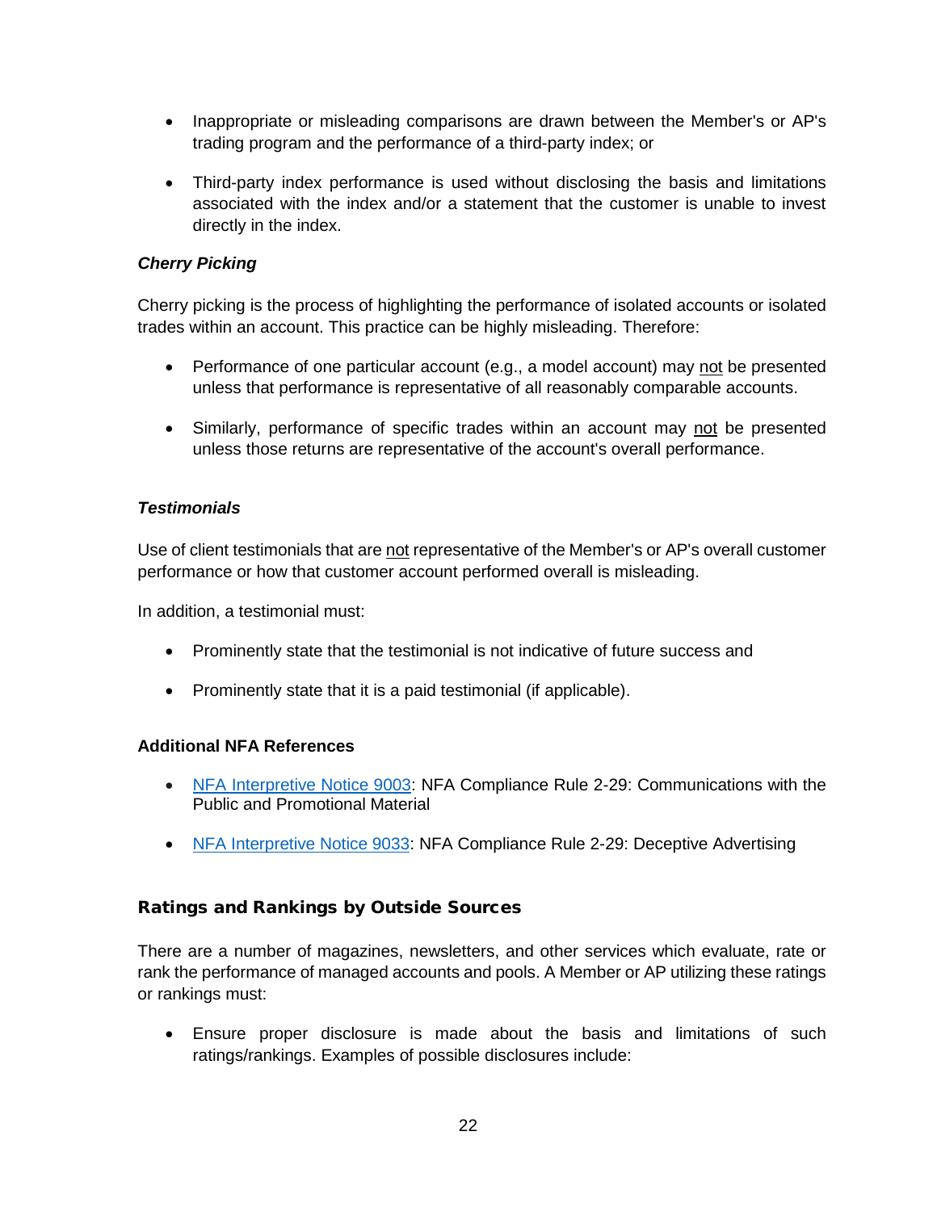- Inappropriate or misleading comparisons are drawn between the Member's or AP's trading program and the performance of a third-party index; or

- Third-party index performance is used without disclosing the basis and limitations associated with the index and/or a statement that the customer is unable to invest directly in the index.

#### *Cherry Picking*

Cherry picking is the process of highlighting the performance of isolated accounts or isolated trades within an account. This practice can be highly misleading. Therefore:

- Performance of one particular account (e.g., a model account) may not be presented unless that performance is representative of all reasonably comparable accounts.

- Similarly, performance of specific trades within an account may not be presented unless those returns are representative of the account's overall performance.

#### *Testimonials*

Use of client testimonials that are not representative of the Member's or AP's overall customer performance or how that customer account performed overall is misleading.

In addition, a testimonial must:

- Prominently state that the testimonial is not indicative of future success and

- Prominently state that it is a paid testimonial (if applicable).

#### Additional NFA References

- NFA Interpretive Notice 9003: NFA Compliance Rule 2-29: Communications with the Public and Promotional Material

- NFA Interpretive Notice 9033: NFA Compliance Rule 2-29: Deceptive Advertising

### Ratings and Rankings by Outside Sources

There are a number of magazines, newsletters, and other services which evaluate, rate or rank the performance of managed accounts and pools. A Member or AP utilizing these ratings or rankings must:

- Ensure proper disclosure is made about the basis and limitations of such ratings/rankings. Examples of possible disclosures include: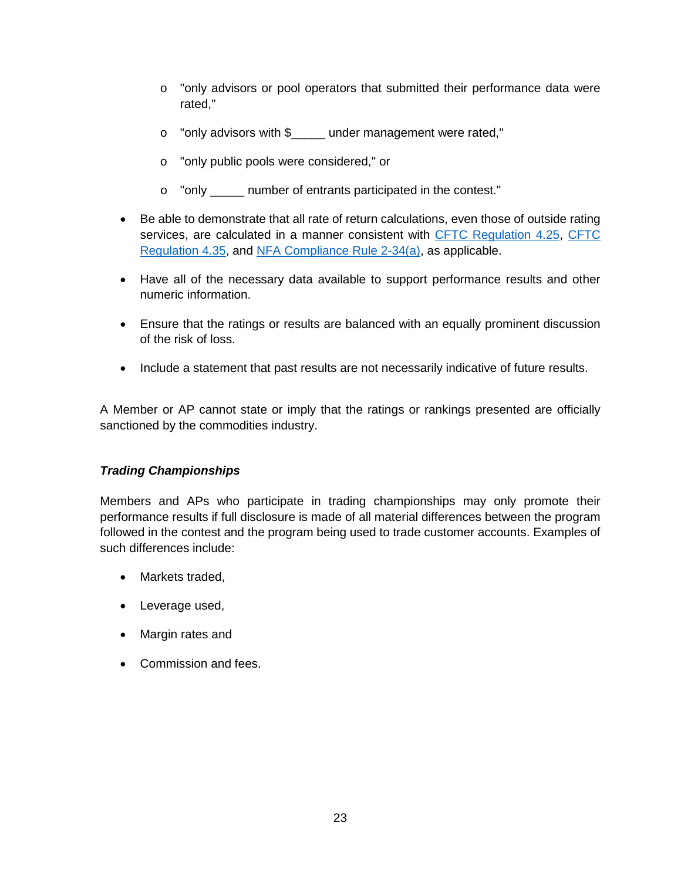- "only advisors or pool operators that submitted their performance data were rated,"
  - "only advisors with $_____ under management were rated,"
  - "only public pools were considered," or
  - "only _____ number of entrants participated in the contest."

- Be able to demonstrate that all rate of return calculations, even those of outside rating services, are calculated in a manner consistent with CFTC Regulation 4.25, CFTC Regulation 4.35, and NFA Compliance Rule 2-34(a), as applicable.
- Have all of the necessary data available to support performance results and other numeric information.
- Ensure that the ratings or results are balanced with an equally prominent discussion of the risk of loss.
- Include a statement that past results are not necessarily indicative of future results.

A Member or AP cannot state or imply that the ratings or rankings presented are officially sanctioned by the commodities industry.

***Trading Championships***

Members and APs who participate in trading championships may only promote their performance results if full disclosure is made of all material differences between the program followed in the contest and the program being used to trade customer accounts. Examples of such differences include:

- Markets traded,
- Leverage used,
- Margin rates and
- Commission and fees.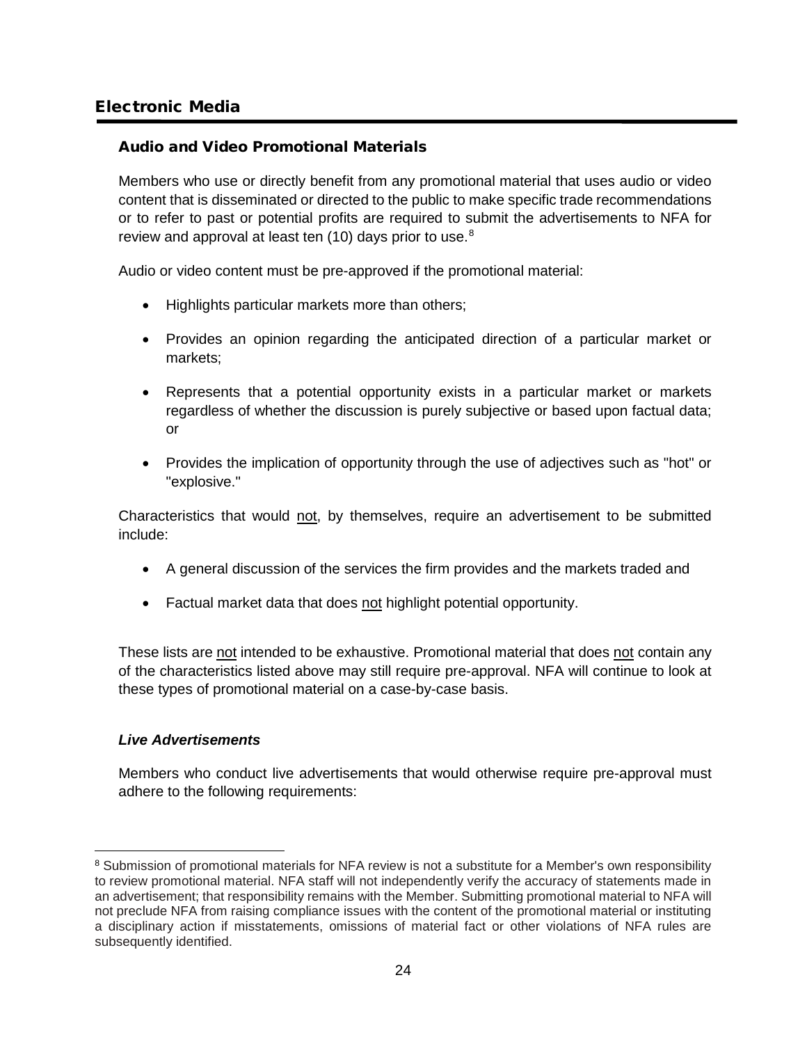## Electronic Media

### Audio and Video Promotional Materials

Members who use or directly benefit from any promotional material that uses audio or video content that is disseminated or directed to the public to make specific trade recommendations or to refer to past or potential profits are required to submit the advertisements to NFA for review and approval at least ten (10) days prior to use.[8]

Audio or video content must be pre-approved if the promotional material:

- Highlights particular markets more than others;
- Provides an opinion regarding the anticipated direction of a particular market or markets;
- Represents that a potential opportunity exists in a particular market or markets regardless of whether the discussion is purely subjective or based upon factual data; or
- Provides the implication of opportunity through the use of adjectives such as "hot" or "explosive."

Characteristics that would <u>not</u>, by themselves, require an advertisement to be submitted include:

- A general discussion of the services the firm provides and the markets traded and
- Factual market data that does <u>not</u> highlight potential opportunity.

These lists are <u>not</u> intended to be exhaustive. Promotional material that does <u>not</u> contain any of the characteristics listed above may still require pre-approval. NFA will continue to look at these types of promotional material on a case-by-case basis.

#### ***Live Advertisements***

Members who conduct live advertisements that would otherwise require pre-approval must adhere to the following requirements:

---

[8] Submission of promotional materials for NFA review is not a substitute for a Member's own responsibility to review promotional material. NFA staff will not independently verify the accuracy of statements made in an advertisement; that responsibility remains with the Member. Submitting promotional material to NFA will not preclude NFA from raising compliance issues with the content of the promotional material or instituting a disciplinary action if misstatements, omissions of material fact or other violations of NFA rules are subsequently identified.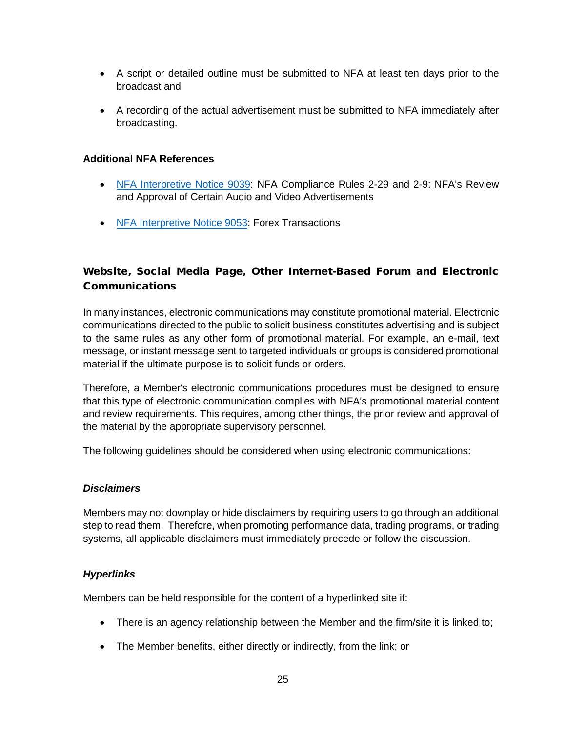- A script or detailed outline must be submitted to NFA at least ten days prior to the broadcast and

- A recording of the actual advertisement must be submitted to NFA immediately after broadcasting.

**Additional NFA References**

- [NFA Interpretive Notice 9039](): NFA Compliance Rules 2-29 and 2-9: NFA's Review and Approval of Certain Audio and Video Advertisements

- [NFA Interpretive Notice 9053](): Forex Transactions

## Website, Social Media Page, Other Internet-Based Forum and Electronic Communications

In many instances, electronic communications may constitute promotional material. Electronic communications directed to the public to solicit business constitutes advertising and is subject to the same rules as any other form of promotional material. For example, an e-mail, text message, or instant message sent to targeted individuals or groups is considered promotional material if the ultimate purpose is to solicit funds or orders.

Therefore, a Member's electronic communications procedures must be designed to ensure that this type of electronic communication complies with NFA's promotional material content and review requirements. This requires, among other things, the prior review and approval of the material by the appropriate supervisory personnel.

The following guidelines should be considered when using electronic communications:

### *Disclaimers*

Members may <u>not</u> downplay or hide disclaimers by requiring users to go through an additional step to read them. Therefore, when promoting performance data, trading programs, or trading systems, all applicable disclaimers must immediately precede or follow the discussion.

### *Hyperlinks*

Members can be held responsible for the content of a hyperlinked site if:

- There is an agency relationship between the Member and the firm/site it is linked to;

- The Member benefits, either directly or indirectly, from the link; or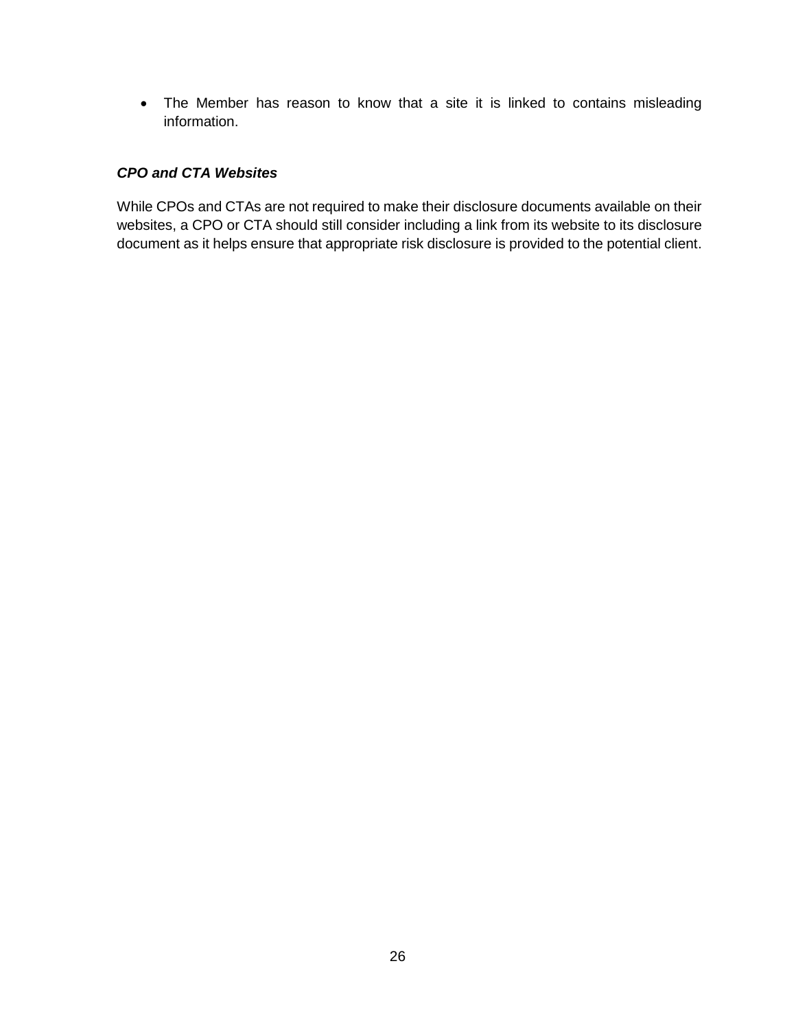- The Member has reason to know that a site it is linked to contains misleading information.

***CPO and CTA Websites***

While CPOs and CTAs are not required to make their disclosure documents available on their websites, a CPO or CTA should still consider including a link from its website to its disclosure document as it helps ensure that appropriate risk disclosure is provided to the potential client.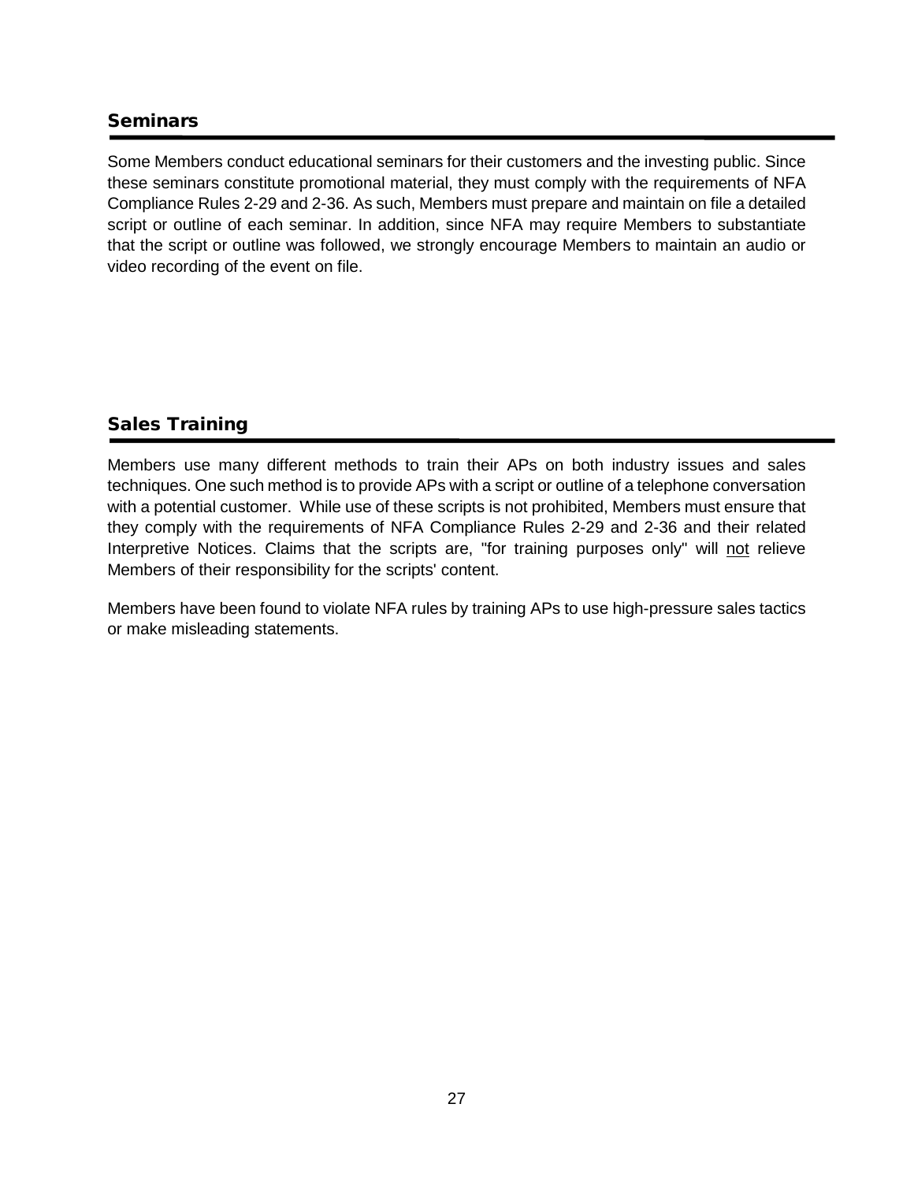## Seminars

Some Members conduct educational seminars for their customers and the investing public. Since these seminars constitute promotional material, they must comply with the requirements of NFA Compliance Rules 2-29 and 2-36. As such, Members must prepare and maintain on file a detailed script or outline of each seminar. In addition, since NFA may require Members to substantiate that the script or outline was followed, we strongly encourage Members to maintain an audio or video recording of the event on file.

## Sales Training

Members use many different methods to train their APs on both industry issues and sales techniques. One such method is to provide APs with a script or outline of a telephone conversation with a potential customer. While use of these scripts is not prohibited, Members must ensure that they comply with the requirements of NFA Compliance Rules 2-29 and 2-36 and their related Interpretive Notices. Claims that the scripts are, "for training purposes only" will <u>not</u> relieve Members of their responsibility for the scripts' content.

Members have been found to violate NFA rules by training APs to use high-pressure sales tactics or make misleading statements.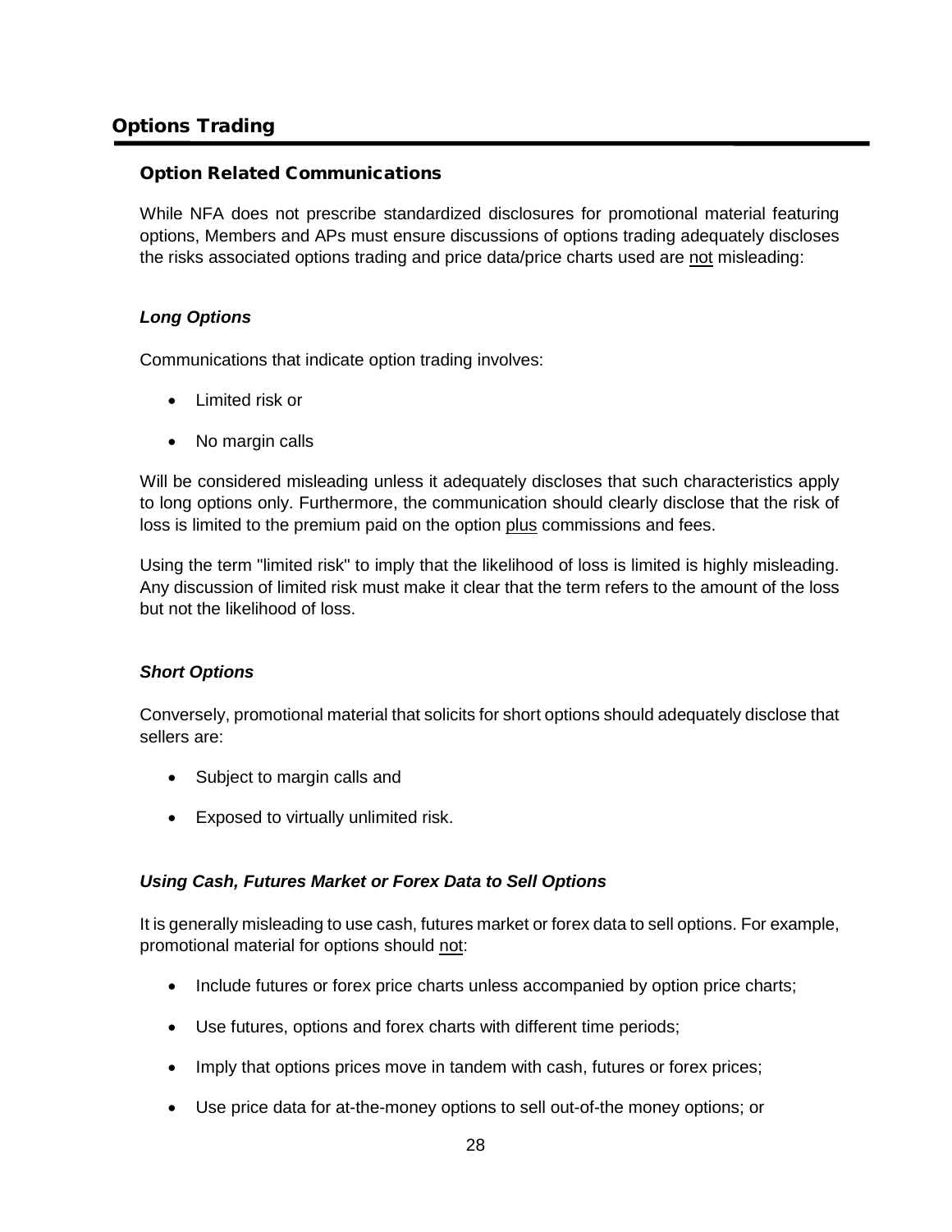## Options Trading

### Option Related Communications

While NFA does not prescribe standardized disclosures for promotional material featuring options, Members and APs must ensure discussions of options trading adequately discloses the risks associated options trading and price data/price charts used are <u>not</u> misleading:

#### *Long Options*

Communications that indicate option trading involves:

- Limited risk or
- No margin calls

Will be considered misleading unless it adequately discloses that such characteristics apply to long options only. Furthermore, the communication should clearly disclose that the risk of loss is limited to the premium paid on the option <u>plus</u> commissions and fees.

Using the term "limited risk" to imply that the likelihood of loss is limited is highly misleading. Any discussion of limited risk must make it clear that the term refers to the amount of the loss but not the likelihood of loss.

#### *Short Options*

Conversely, promotional material that solicits for short options should adequately disclose that sellers are:

- Subject to margin calls and
- Exposed to virtually unlimited risk.

#### *Using Cash, Futures Market or Forex Data to Sell Options*

It is generally misleading to use cash, futures market or forex data to sell options. For example, promotional material for options should <u>not</u>:

- Include futures or forex price charts unless accompanied by option price charts;
- Use futures, options and forex charts with different time periods;
- Imply that options prices move in tandem with cash, futures or forex prices;
- Use price data for at-the-money options to sell out-of-the money options; or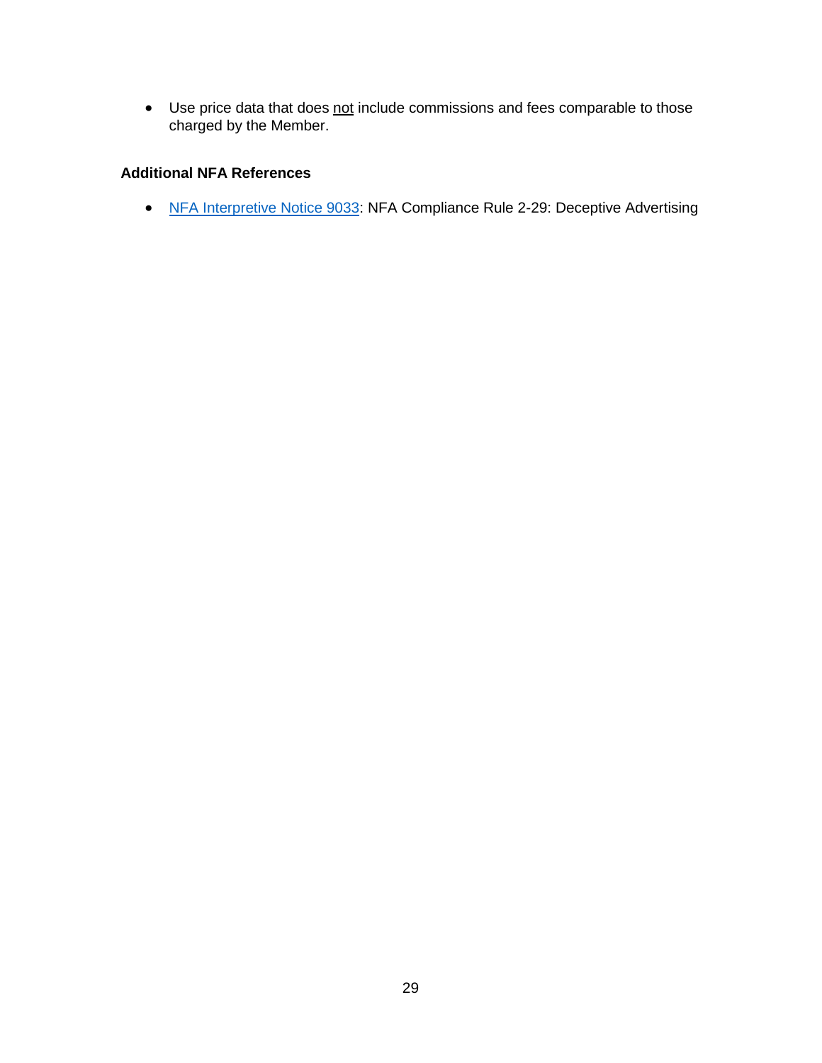- Use price data that does not include commissions and fees comparable to those charged by the Member.

**Additional NFA References**

- NFA Interpretive Notice 9033: NFA Compliance Rule 2-29: Deceptive Advertising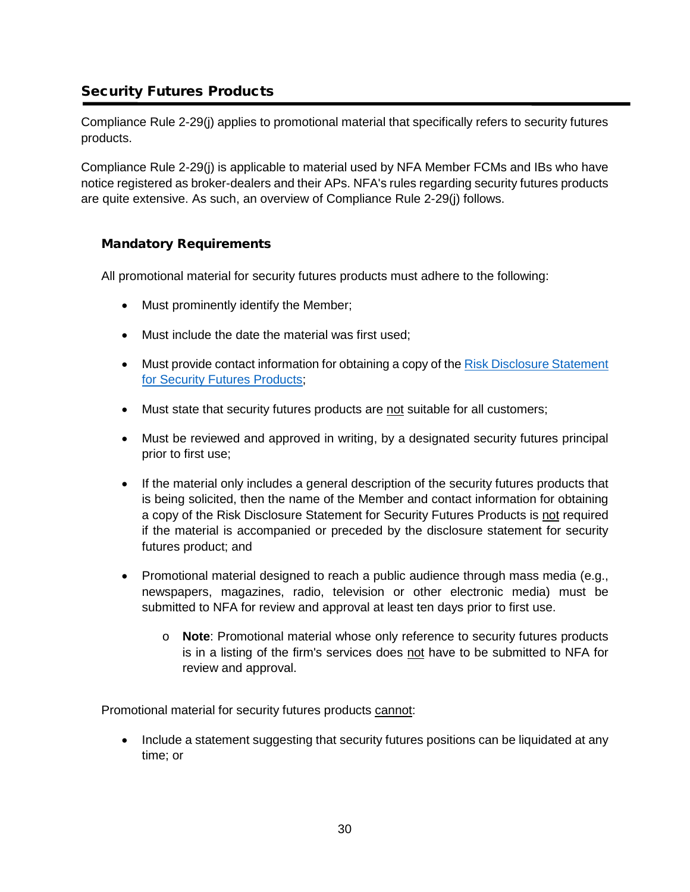## Security Futures Products

Compliance Rule 2-29(j) applies to promotional material that specifically refers to security futures products.

Compliance Rule 2-29(j) is applicable to material used by NFA Member FCMs and IBs who have notice registered as broker-dealers and their APs. NFA's rules regarding security futures products are quite extensive. As such, an overview of Compliance Rule 2-29(j) follows.

### Mandatory Requirements

All promotional material for security futures products must adhere to the following:

- Must prominently identify the Member;
- Must include the date the material was first used;
- Must provide contact information for obtaining a copy of the Risk Disclosure Statement for Security Futures Products;
- Must state that security futures products are not suitable for all customers;
- Must be reviewed and approved in writing, by a designated security futures principal prior to first use;
- If the material only includes a general description of the security futures products that is being solicited, then the name of the Member and contact information for obtaining a copy of the Risk Disclosure Statement for Security Futures Products is not required if the material is accompanied or preceded by the disclosure statement for security futures product; and
- Promotional material designed to reach a public audience through mass media (e.g., newspapers, magazines, radio, television or other electronic media) must be submitted to NFA for review and approval at least ten days prior to first use.
  - **Note**: Promotional material whose only reference to security futures products is in a listing of the firm's services does not have to be submitted to NFA for review and approval.

Promotional material for security futures products cannot:

- Include a statement suggesting that security futures positions can be liquidated at any time; or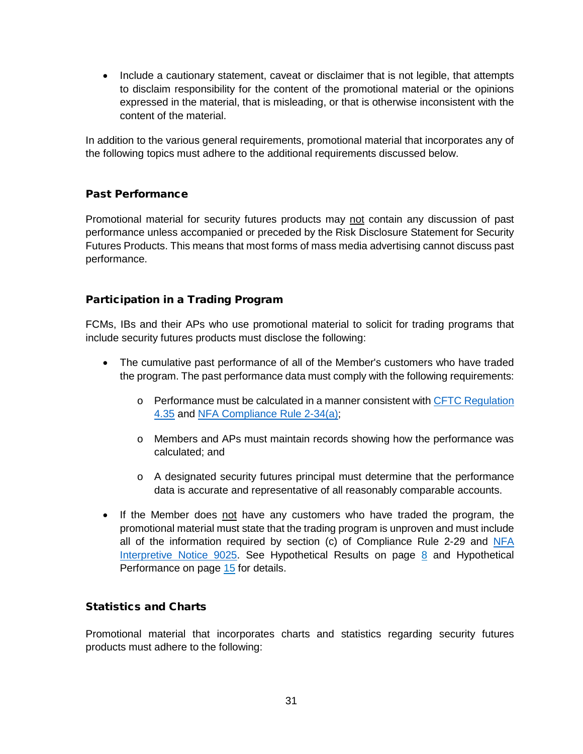- Include a cautionary statement, caveat or disclaimer that is not legible, that attempts to disclaim responsibility for the content of the promotional material or the opinions expressed in the material, that is misleading, or that is otherwise inconsistent with the content of the material.

In addition to the various general requirements, promotional material that incorporates any of the following topics must adhere to the additional requirements discussed below.

### Past Performance

Promotional material for security futures products may not contain any discussion of past performance unless accompanied or preceded by the Risk Disclosure Statement for Security Futures Products. This means that most forms of mass media advertising cannot discuss past performance.

### Participation in a Trading Program

FCMs, IBs and their APs who use promotional material to solicit for trading programs that include security futures products must disclose the following:

- The cumulative past performance of all of the Member's customers who have traded the program. The past performance data must comply with the following requirements:
  - Performance must be calculated in a manner consistent with CFTC Regulation 4.35 and NFA Compliance Rule 2-34(a);
  - Members and APs must maintain records showing how the performance was calculated; and
  - A designated security futures principal must determine that the performance data is accurate and representative of all reasonably comparable accounts.
- If the Member does not have any customers who have traded the program, the promotional material must state that the trading program is unproven and must include all of the information required by section (c) of Compliance Rule 2-29 and NFA Interpretive Notice 9025. See Hypothetical Results on page 8 and Hypothetical Performance on page 15 for details.

### Statistics and Charts

Promotional material that incorporates charts and statistics regarding security futures products must adhere to the following: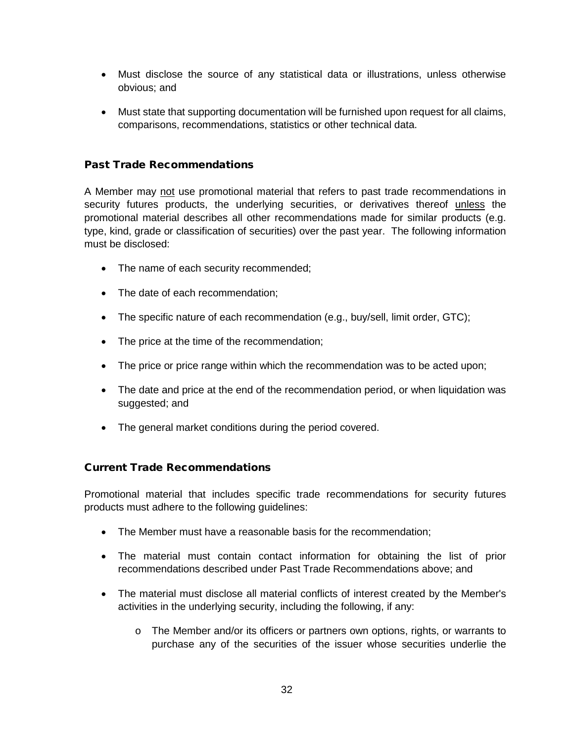- Must disclose the source of any statistical data or illustrations, unless otherwise obvious; and

- Must state that supporting documentation will be furnished upon request for all claims, comparisons, recommendations, statistics or other technical data.

### Past Trade Recommendations

A Member may not use promotional material that refers to past trade recommendations in security futures products, the underlying securities, or derivatives thereof unless the promotional material describes all other recommendations made for similar products (e.g. type, kind, grade or classification of securities) over the past year. The following information must be disclosed:

- The name of each security recommended;

- The date of each recommendation;

- The specific nature of each recommendation (e.g., buy/sell, limit order, GTC);

- The price at the time of the recommendation;

- The price or price range within which the recommendation was to be acted upon;

- The date and price at the end of the recommendation period, or when liquidation was suggested; and

- The general market conditions during the period covered.

### Current Trade Recommendations

Promotional material that includes specific trade recommendations for security futures products must adhere to the following guidelines:

- The Member must have a reasonable basis for the recommendation;

- The material must contain contact information for obtaining the list of prior recommendations described under Past Trade Recommendations above; and

- The material must disclose all material conflicts of interest created by the Member's activities in the underlying security, including the following, if any:

    - The Member and/or its officers or partners own options, rights, or warrants to purchase any of the securities of the issuer whose securities underlie the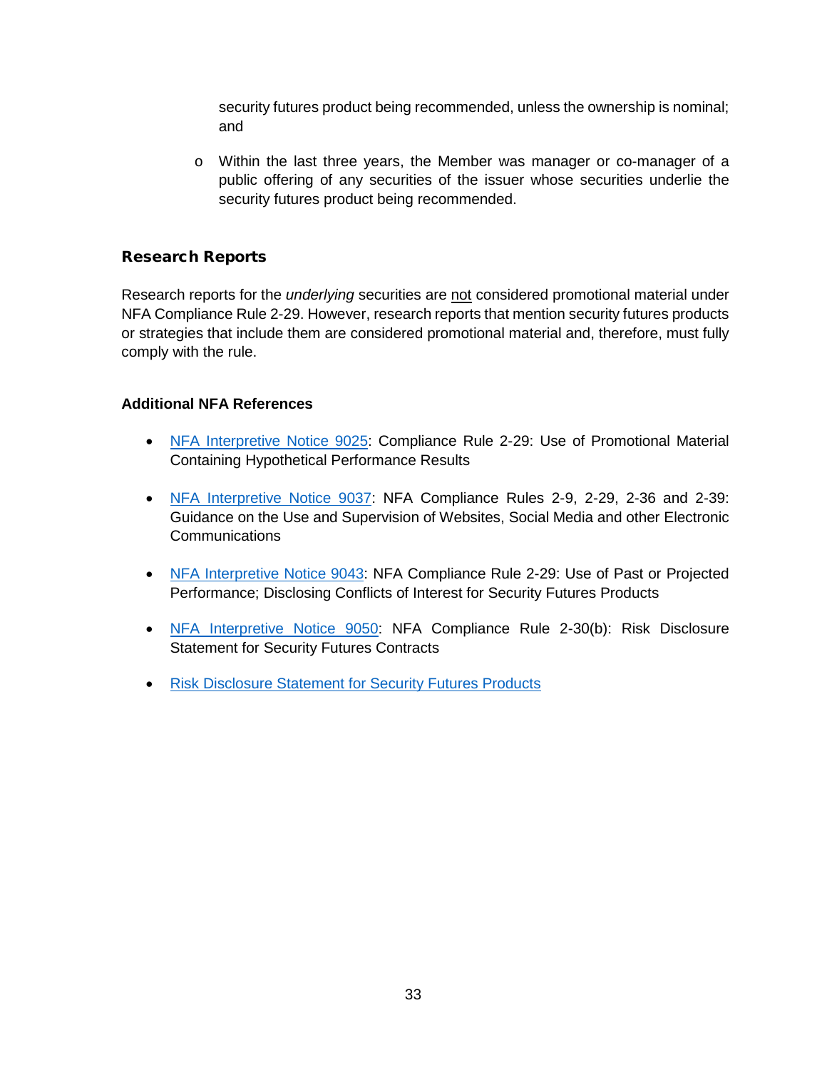security futures product being recommended, unless the ownership is nominal; and

- o Within the last three years, the Member was manager or co-manager of a public offering of any securities of the issuer whose securities underlie the security futures product being recommended.

## Research Reports

Research reports for the *underlying* securities are <u>not</u> considered promotional material under NFA Compliance Rule 2-29. However, research reports that mention security futures products or strategies that include them are considered promotional material and, therefore, must fully comply with the rule.

**Additional NFA References**

- NFA Interpretive Notice 9025: Compliance Rule 2-29: Use of Promotional Material Containing Hypothetical Performance Results
- NFA Interpretive Notice 9037: NFA Compliance Rules 2-9, 2-29, 2-36 and 2-39: Guidance on the Use and Supervision of Websites, Social Media and other Electronic Communications
- NFA Interpretive Notice 9043: NFA Compliance Rule 2-29: Use of Past or Projected Performance; Disclosing Conflicts of Interest for Security Futures Products
- NFA Interpretive Notice 9050: NFA Compliance Rule 2-30(b): Risk Disclosure Statement for Security Futures Contracts
- Risk Disclosure Statement for Security Futures Products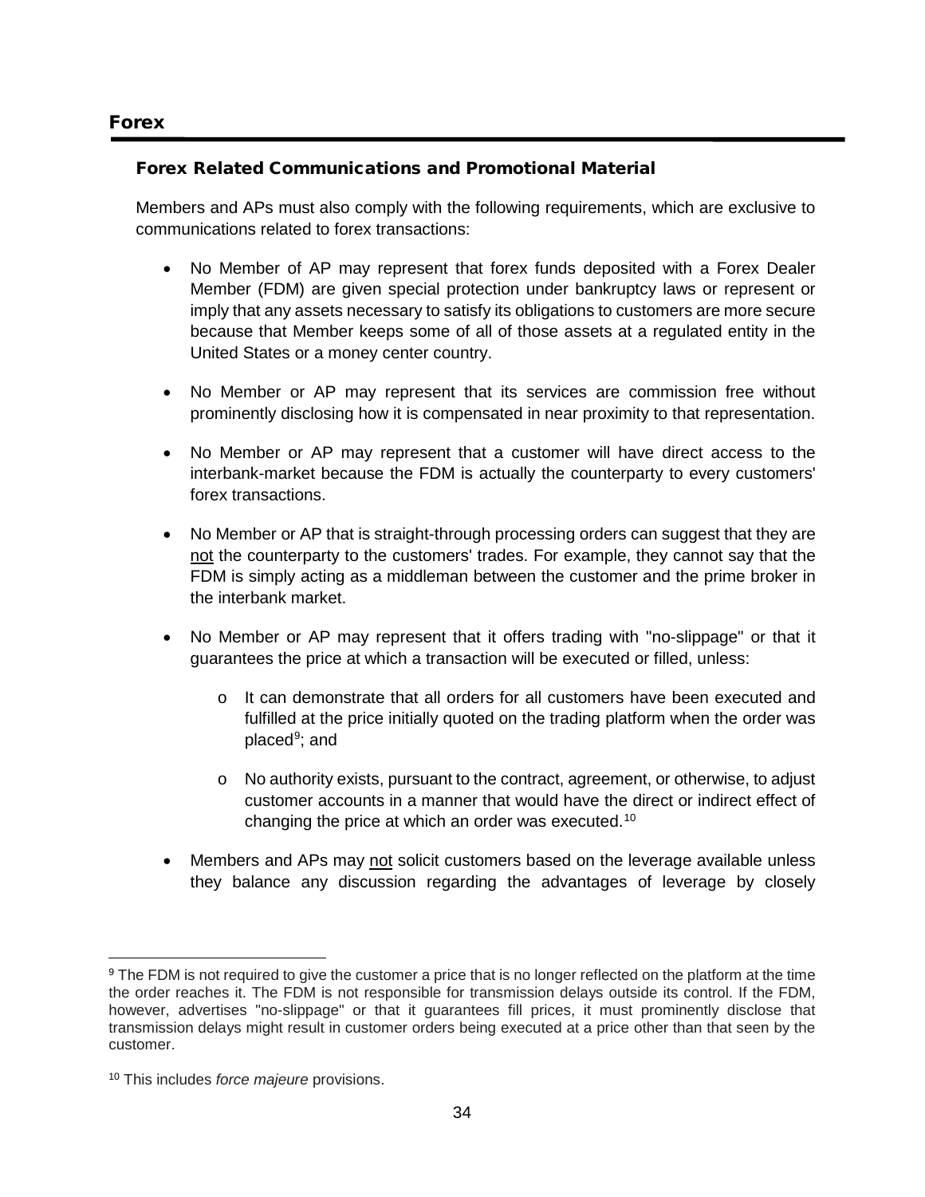## Forex

### Forex Related Communications and Promotional Material

Members and APs must also comply with the following requirements, which are exclusive to communications related to forex transactions:

- No Member of AP may represent that forex funds deposited with a Forex Dealer Member (FDM) are given special protection under bankruptcy laws or represent or imply that any assets necessary to satisfy its obligations to customers are more secure because that Member keeps some of all of those assets at a regulated entity in the United States or a money center country.

- No Member or AP may represent that its services are commission free without prominently disclosing how it is compensated in near proximity to that representation.

- No Member or AP may represent that a customer will have direct access to the interbank-market because the FDM is actually the counterparty to every customers' forex transactions.

- No Member or AP that is straight-through processing orders can suggest that they are <u>not</u> the counterparty to the customers' trades. For example, they cannot say that the FDM is simply acting as a middleman between the customer and the prime broker in the interbank market.

- No Member or AP may represent that it offers trading with "no-slippage" or that it guarantees the price at which a transaction will be executed or filled, unless:

  - It can demonstrate that all orders for all customers have been executed and fulfilled at the price initially quoted on the trading platform when the order was placed[9]; and

  - No authority exists, pursuant to the contract, agreement, or otherwise, to adjust customer accounts in a manner that would have the direct or indirect effect of changing the price at which an order was executed.[10]

- Members and APs may <u>not</u> solicit customers based on the leverage available unless they balance any discussion regarding the advantages of leverage by closely

---

[9] The FDM is not required to give the customer a price that is no longer reflected on the platform at the time the order reaches it. The FDM is not responsible for transmission delays outside its control. If the FDM, however, advertises "no-slippage" or that it guarantees fill prices, it must prominently disclose that transmission delays might result in customer orders being executed at a price other than that seen by the customer.

[10] This includes *force majeure* provisions.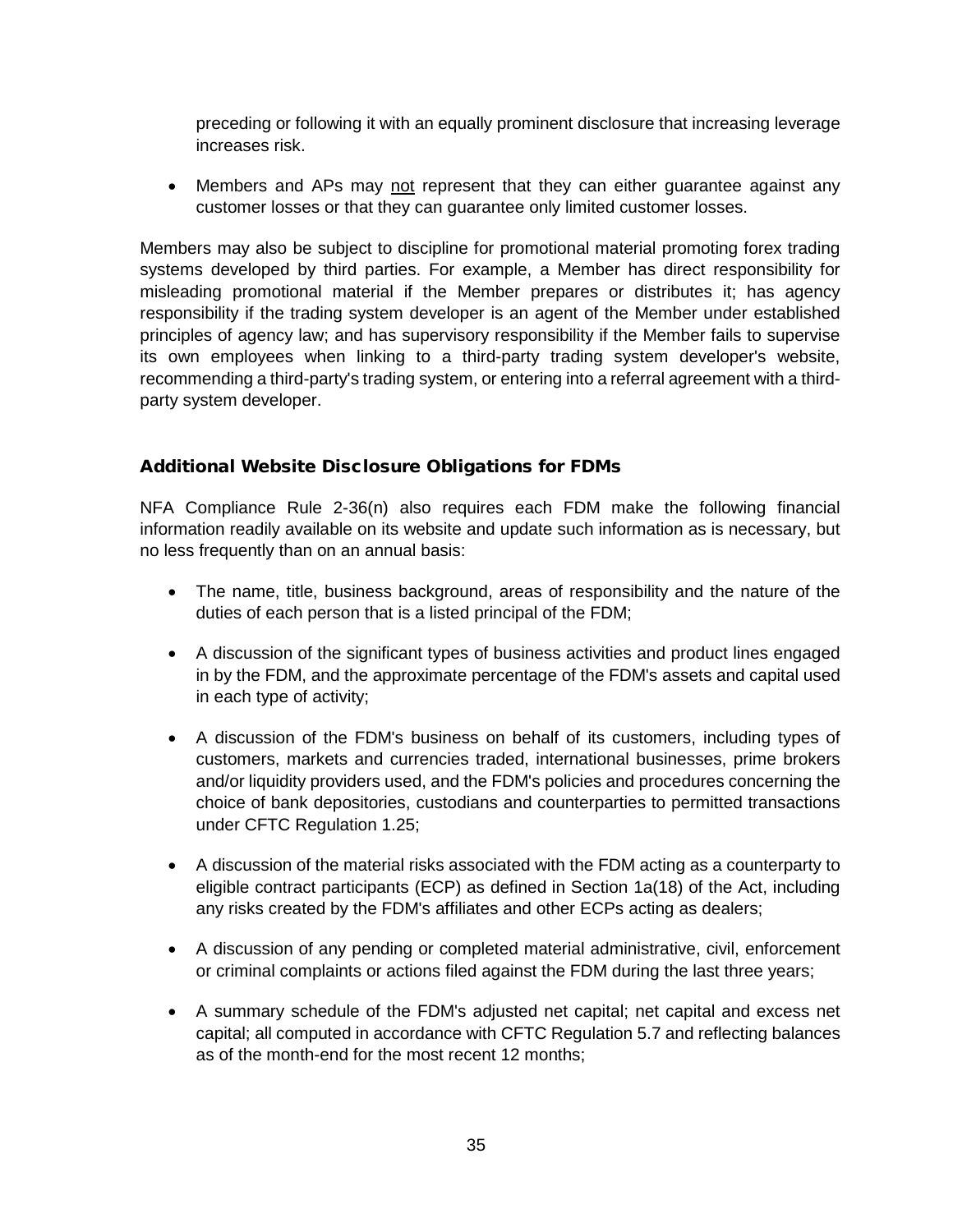preceding or following it with an equally prominent disclosure that increasing leverage increases risk.

- Members and APs may not represent that they can either guarantee against any customer losses or that they can guarantee only limited customer losses.

Members may also be subject to discipline for promotional material promoting forex trading systems developed by third parties. For example, a Member has direct responsibility for misleading promotional material if the Member prepares or distributes it; has agency responsibility if the trading system developer is an agent of the Member under established principles of agency law; and has supervisory responsibility if the Member fails to supervise its own employees when linking to a third-party trading system developer's website, recommending a third-party's trading system, or entering into a referral agreement with a third-party system developer.

### Additional Website Disclosure Obligations for FDMs

NFA Compliance Rule 2-36(n) also requires each FDM make the following financial information readily available on its website and update such information as is necessary, but no less frequently than on an annual basis:

- The name, title, business background, areas of responsibility and the nature of the duties of each person that is a listed principal of the FDM;

- A discussion of the significant types of business activities and product lines engaged in by the FDM, and the approximate percentage of the FDM's assets and capital used in each type of activity;

- A discussion of the FDM's business on behalf of its customers, including types of customers, markets and currencies traded, international businesses, prime brokers and/or liquidity providers used, and the FDM's policies and procedures concerning the choice of bank depositories, custodians and counterparties to permitted transactions under CFTC Regulation 1.25;

- A discussion of the material risks associated with the FDM acting as a counterparty to eligible contract participants (ECP) as defined in Section 1a(18) of the Act, including any risks created by the FDM's affiliates and other ECPs acting as dealers;

- A discussion of any pending or completed material administrative, civil, enforcement or criminal complaints or actions filed against the FDM during the last three years;

- A summary schedule of the FDM's adjusted net capital; net capital and excess net capital; all computed in accordance with CFTC Regulation 5.7 and reflecting balances as of the month-end for the most recent 12 months;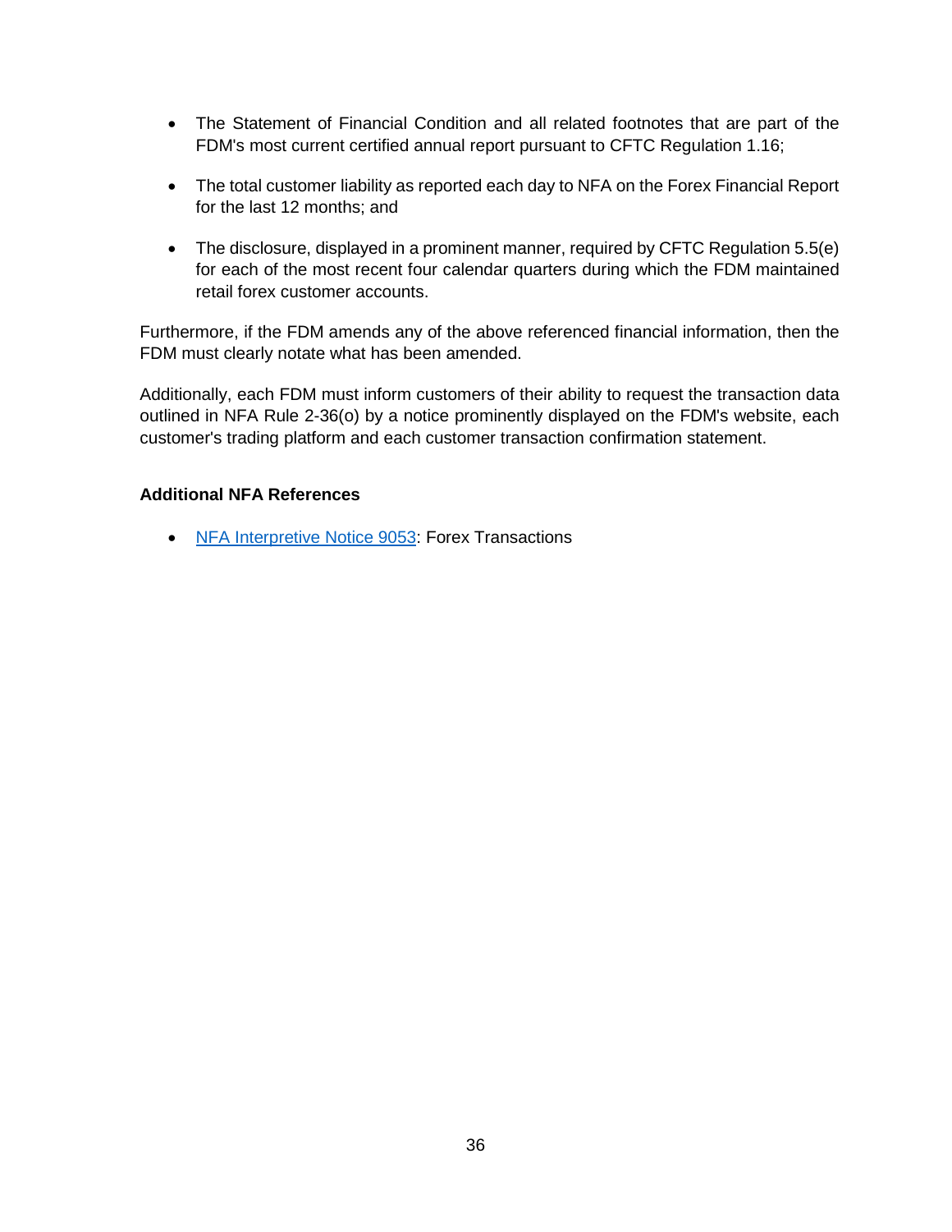- The Statement of Financial Condition and all related footnotes that are part of the FDM's most current certified annual report pursuant to CFTC Regulation 1.16;
- The total customer liability as reported each day to NFA on the Forex Financial Report for the last 12 months; and
- The disclosure, displayed in a prominent manner, required by CFTC Regulation 5.5(e) for each of the most recent four calendar quarters during which the FDM maintained retail forex customer accounts.

Furthermore, if the FDM amends any of the above referenced financial information, then the FDM must clearly notate what has been amended.

Additionally, each FDM must inform customers of their ability to request the transaction data outlined in NFA Rule 2-36(o) by a notice prominently displayed on the FDM's website, each customer's trading platform and each customer transaction confirmation statement.

**Additional NFA References**

- NFA Interpretive Notice 9053: Forex Transactions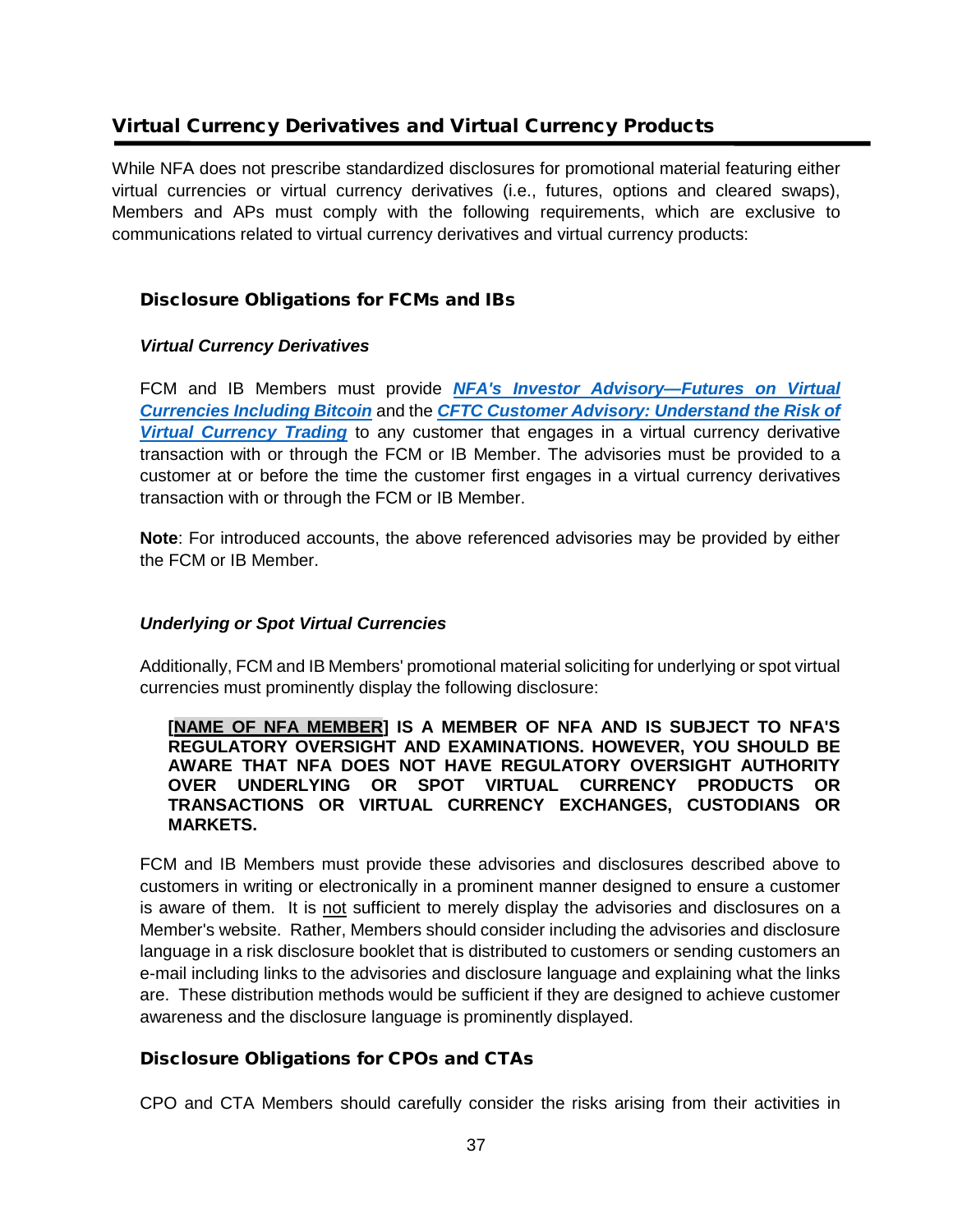## Virtual Currency Derivatives and Virtual Currency Products

While NFA does not prescribe standardized disclosures for promotional material featuring either virtual currencies or virtual currency derivatives (i.e., futures, options and cleared swaps), Members and APs must comply with the following requirements, which are exclusive to communications related to virtual currency derivatives and virtual currency products:

### Disclosure Obligations for FCMs and IBs

#### *Virtual Currency Derivatives*

FCM and IB Members must provide ***NFA's Investor Advisory—Futures on Virtual Currencies Including Bitcoin*** and the ***CFTC Customer Advisory: Understand the Risk of Virtual Currency Trading*** to any customer that engages in a virtual currency derivative transaction with or through the FCM or IB Member. The advisories must be provided to a customer at or before the time the customer first engages in a virtual currency derivatives transaction with or through the FCM or IB Member.

**Note**: For introduced accounts, the above referenced advisories may be provided by either the FCM or IB Member.

#### *Underlying or Spot Virtual Currencies*

Additionally, FCM and IB Members' promotional material soliciting for underlying or spot virtual currencies must prominently display the following disclosure:

> **[NAME OF NFA MEMBER] IS A MEMBER OF NFA AND IS SUBJECT TO NFA'S REGULATORY OVERSIGHT AND EXAMINATIONS. HOWEVER, YOU SHOULD BE AWARE THAT NFA DOES NOT HAVE REGULATORY OVERSIGHT AUTHORITY OVER UNDERLYING OR SPOT VIRTUAL CURRENCY PRODUCTS OR TRANSACTIONS OR VIRTUAL CURRENCY EXCHANGES, CUSTODIANS OR MARKETS.**

FCM and IB Members must provide these advisories and disclosures described above to customers in writing or electronically in a prominent manner designed to ensure a customer is aware of them. It is not sufficient to merely display the advisories and disclosures on a Member's website. Rather, Members should consider including the advisories and disclosure language in a risk disclosure booklet that is distributed to customers or sending customers an e-mail including links to the advisories and disclosure language and explaining what the links are. These distribution methods would be sufficient if they are designed to achieve customer awareness and the disclosure language is prominently displayed.

### Disclosure Obligations for CPOs and CTAs

CPO and CTA Members should carefully consider the risks arising from their activities in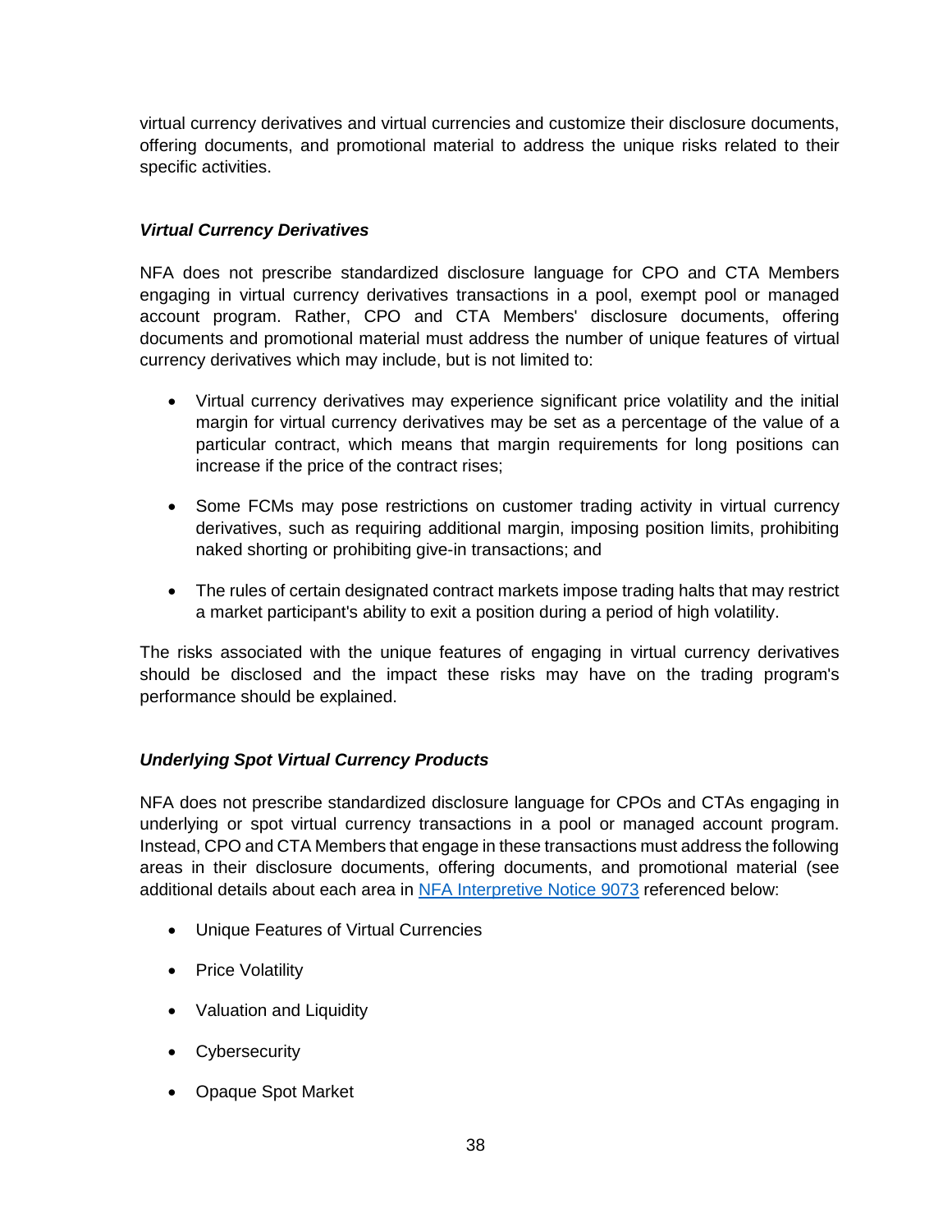virtual currency derivatives and virtual currencies and customize their disclosure documents, offering documents, and promotional material to address the unique risks related to their specific activities.

***Virtual Currency Derivatives***

NFA does not prescribe standardized disclosure language for CPO and CTA Members engaging in virtual currency derivatives transactions in a pool, exempt pool or managed account program. Rather, CPO and CTA Members' disclosure documents, offering documents and promotional material must address the number of unique features of virtual currency derivatives which may include, but is not limited to:

- Virtual currency derivatives may experience significant price volatility and the initial margin for virtual currency derivatives may be set as a percentage of the value of a particular contract, which means that margin requirements for long positions can increase if the price of the contract rises;

- Some FCMs may pose restrictions on customer trading activity in virtual currency derivatives, such as requiring additional margin, imposing position limits, prohibiting naked shorting or prohibiting give-in transactions; and

- The rules of certain designated contract markets impose trading halts that may restrict a market participant's ability to exit a position during a period of high volatility.

The risks associated with the unique features of engaging in virtual currency derivatives should be disclosed and the impact these risks may have on the trading program's performance should be explained.

***Underlying Spot Virtual Currency Products***

NFA does not prescribe standardized disclosure language for CPOs and CTAs engaging in underlying or spot virtual currency transactions in a pool or managed account program. Instead, CPO and CTA Members that engage in these transactions must address the following areas in their disclosure documents, offering documents, and promotional material (see additional details about each area in [NFA Interpretive Notice 9073](#) referenced below:

- Unique Features of Virtual Currencies
- Price Volatility
- Valuation and Liquidity
- Cybersecurity
- Opaque Spot Market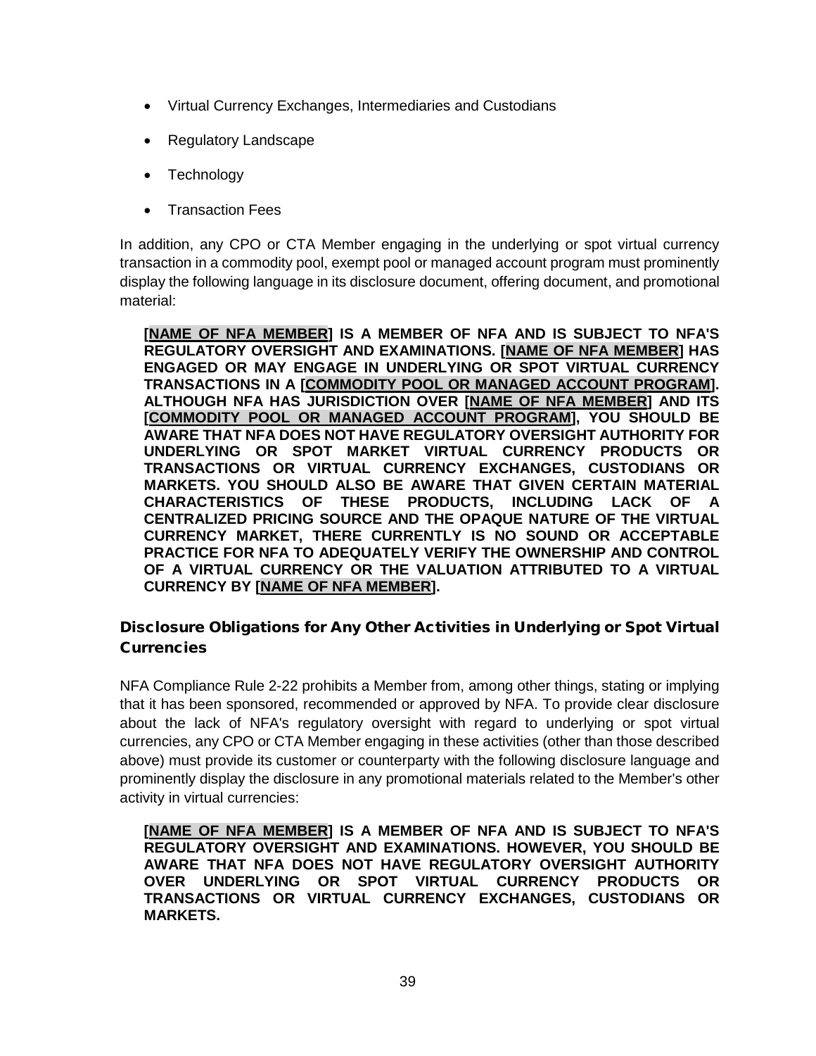- Virtual Currency Exchanges, Intermediaries and Custodians
- Regulatory Landscape
- Technology
- Transaction Fees

In addition, any CPO or CTA Member engaging in the underlying or spot virtual currency transaction in a commodity pool, exempt pool or managed account program must prominently display the following language in its disclosure document, offering document, and promotional material:

> **[NAME OF NFA MEMBER] IS A MEMBER OF NFA AND IS SUBJECT TO NFA'S REGULATORY OVERSIGHT AND EXAMINATIONS. [NAME OF NFA MEMBER] HAS ENGAGED OR MAY ENGAGE IN UNDERLYING OR SPOT VIRTUAL CURRENCY TRANSACTIONS IN A [COMMODITY POOL OR MANAGED ACCOUNT PROGRAM]. ALTHOUGH NFA HAS JURISDICTION OVER [NAME OF NFA MEMBER] AND ITS [COMMODITY POOL OR MANAGED ACCOUNT PROGRAM], YOU SHOULD BE AWARE THAT NFA DOES NOT HAVE REGULATORY OVERSIGHT AUTHORITY FOR UNDERLYING OR SPOT MARKET VIRTUAL CURRENCY PRODUCTS OR TRANSACTIONS OR VIRTUAL CURRENCY EXCHANGES, CUSTODIANS OR MARKETS. YOU SHOULD ALSO BE AWARE THAT GIVEN CERTAIN MATERIAL CHARACTERISTICS OF THESE PRODUCTS, INCLUDING LACK OF A CENTRALIZED PRICING SOURCE AND THE OPAQUE NATURE OF THE VIRTUAL CURRENCY MARKET, THERE CURRENTLY IS NO SOUND OR ACCEPTABLE PRACTICE FOR NFA TO ADEQUATELY VERIFY THE OWNERSHIP AND CONTROL OF A VIRTUAL CURRENCY OR THE VALUATION ATTRIBUTED TO A VIRTUAL CURRENCY BY [NAME OF NFA MEMBER].**

### Disclosure Obligations for Any Other Activities in Underlying or Spot Virtual Currencies

NFA Compliance Rule 2-22 prohibits a Member from, among other things, stating or implying that it has been sponsored, recommended or approved by NFA. To provide clear disclosure about the lack of NFA's regulatory oversight with regard to underlying or spot virtual currencies, any CPO or CTA Member engaging in these activities (other than those described above) must provide its customer or counterparty with the following disclosure language and prominently display the disclosure in any promotional materials related to the Member's other activity in virtual currencies:

> **[NAME OF NFA MEMBER] IS A MEMBER OF NFA AND IS SUBJECT TO NFA'S REGULATORY OVERSIGHT AND EXAMINATIONS. HOWEVER, YOU SHOULD BE AWARE THAT NFA DOES NOT HAVE REGULATORY OVERSIGHT AUTHORITY OVER UNDERLYING OR SPOT VIRTUAL CURRENCY PRODUCTS OR TRANSACTIONS OR VIRTUAL CURRENCY EXCHANGES, CUSTODIANS OR MARKETS.**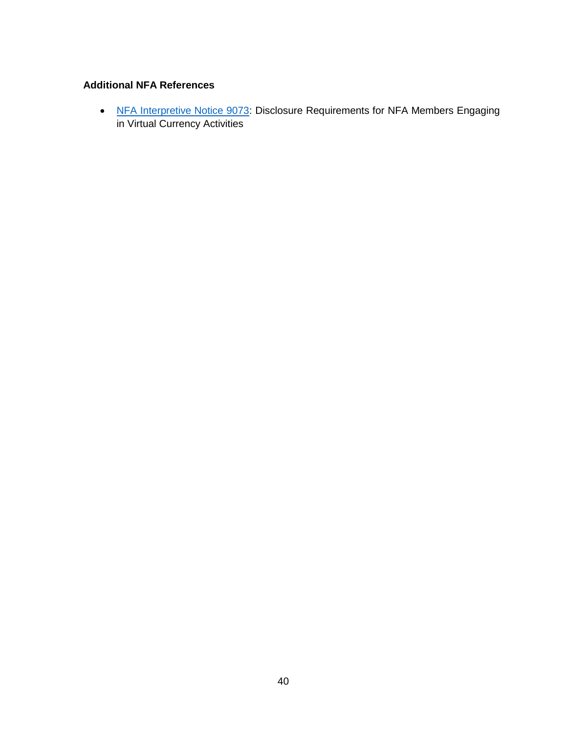**Additional NFA References**

- NFA Interpretive Notice 9073: Disclosure Requirements for NFA Members Engaging in Virtual Currency Activities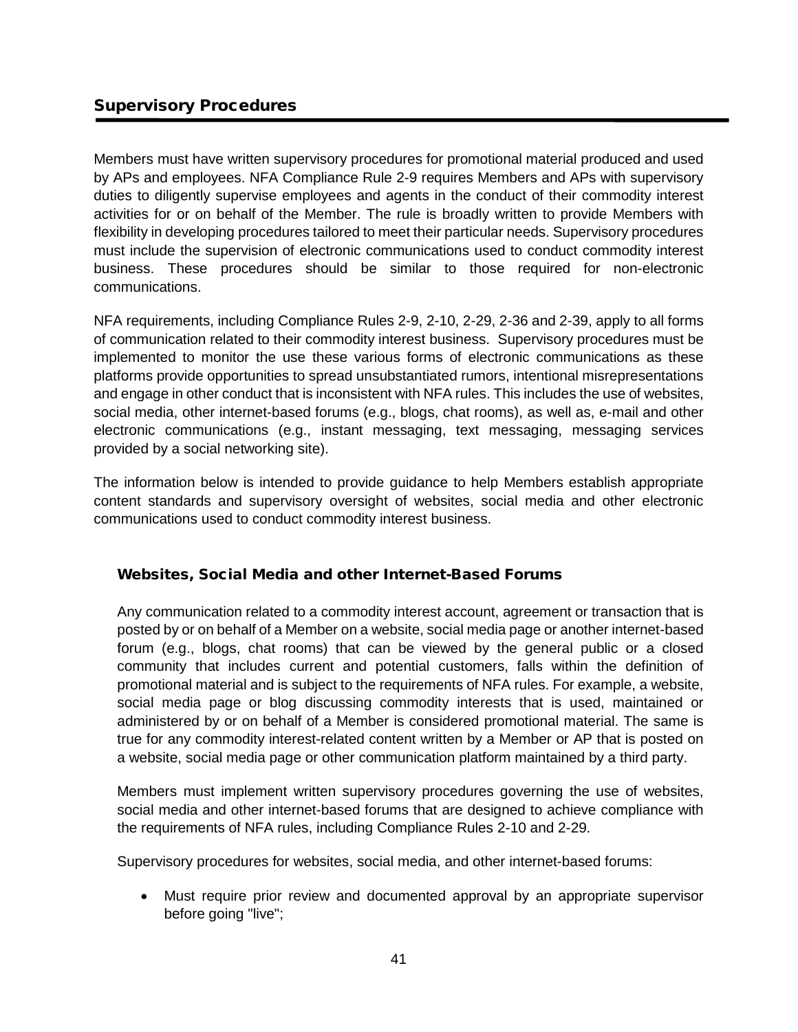## Supervisory Procedures

Members must have written supervisory procedures for promotional material produced and used by APs and employees. NFA Compliance Rule 2-9 requires Members and APs with supervisory duties to diligently supervise employees and agents in the conduct of their commodity interest activities for or on behalf of the Member. The rule is broadly written to provide Members with flexibility in developing procedures tailored to meet their particular needs. Supervisory procedures must include the supervision of electronic communications used to conduct commodity interest business. These procedures should be similar to those required for non-electronic communications.

NFA requirements, including Compliance Rules 2-9, 2-10, 2-29, 2-36 and 2-39, apply to all forms of communication related to their commodity interest business. Supervisory procedures must be implemented to monitor the use these various forms of electronic communications as these platforms provide opportunities to spread unsubstantiated rumors, intentional misrepresentations and engage in other conduct that is inconsistent with NFA rules. This includes the use of websites, social media, other internet-based forums (e.g., blogs, chat rooms), as well as, e-mail and other electronic communications (e.g., instant messaging, text messaging, messaging services provided by a social networking site).

The information below is intended to provide guidance to help Members establish appropriate content standards and supervisory oversight of websites, social media and other electronic communications used to conduct commodity interest business.

### Websites, Social Media and other Internet-Based Forums

Any communication related to a commodity interest account, agreement or transaction that is posted by or on behalf of a Member on a website, social media page or another internet-based forum (e.g., blogs, chat rooms) that can be viewed by the general public or a closed community that includes current and potential customers, falls within the definition of promotional material and is subject to the requirements of NFA rules. For example, a website, social media page or blog discussing commodity interests that is used, maintained or administered by or on behalf of a Member is considered promotional material. The same is true for any commodity interest-related content written by a Member or AP that is posted on a website, social media page or other communication platform maintained by a third party.

Members must implement written supervisory procedures governing the use of websites, social media and other internet-based forums that are designed to achieve compliance with the requirements of NFA rules, including Compliance Rules 2-10 and 2-29.

Supervisory procedures for websites, social media, and other internet-based forums:

- Must require prior review and documented approval by an appropriate supervisor before going "live";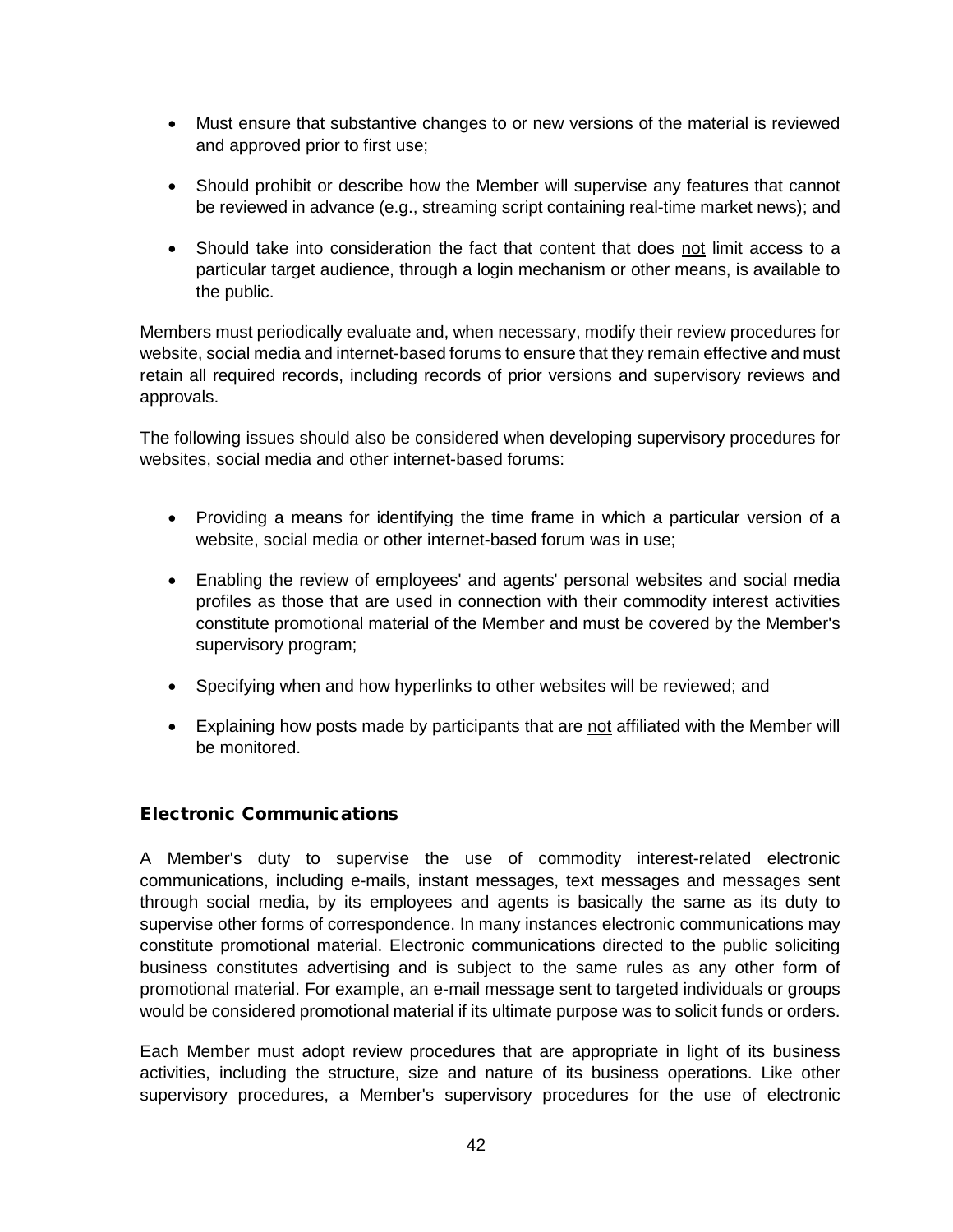- Must ensure that substantive changes to or new versions of the material is reviewed and approved prior to first use;
- Should prohibit or describe how the Member will supervise any features that cannot be reviewed in advance (e.g., streaming script containing real-time market news); and
- Should take into consideration the fact that content that does not limit access to a particular target audience, through a login mechanism or other means, is available to the public.

Members must periodically evaluate and, when necessary, modify their review procedures for website, social media and internet-based forums to ensure that they remain effective and must retain all required records, including records of prior versions and supervisory reviews and approvals.

The following issues should also be considered when developing supervisory procedures for websites, social media and other internet-based forums:

- Providing a means for identifying the time frame in which a particular version of a website, social media or other internet-based forum was in use;
- Enabling the review of employees' and agents' personal websites and social media profiles as those that are used in connection with their commodity interest activities constitute promotional material of the Member and must be covered by the Member's supervisory program;
- Specifying when and how hyperlinks to other websites will be reviewed; and
- Explaining how posts made by participants that are not affiliated with the Member will be monitored.

## Electronic Communications

A Member's duty to supervise the use of commodity interest-related electronic communications, including e-mails, instant messages, text messages and messages sent through social media, by its employees and agents is basically the same as its duty to supervise other forms of correspondence. In many instances electronic communications may constitute promotional material. Electronic communications directed to the public soliciting business constitutes advertising and is subject to the same rules as any other form of promotional material. For example, an e-mail message sent to targeted individuals or groups would be considered promotional material if its ultimate purpose was to solicit funds or orders.

Each Member must adopt review procedures that are appropriate in light of its business activities, including the structure, size and nature of its business operations. Like other supervisory procedures, a Member's supervisory procedures for the use of electronic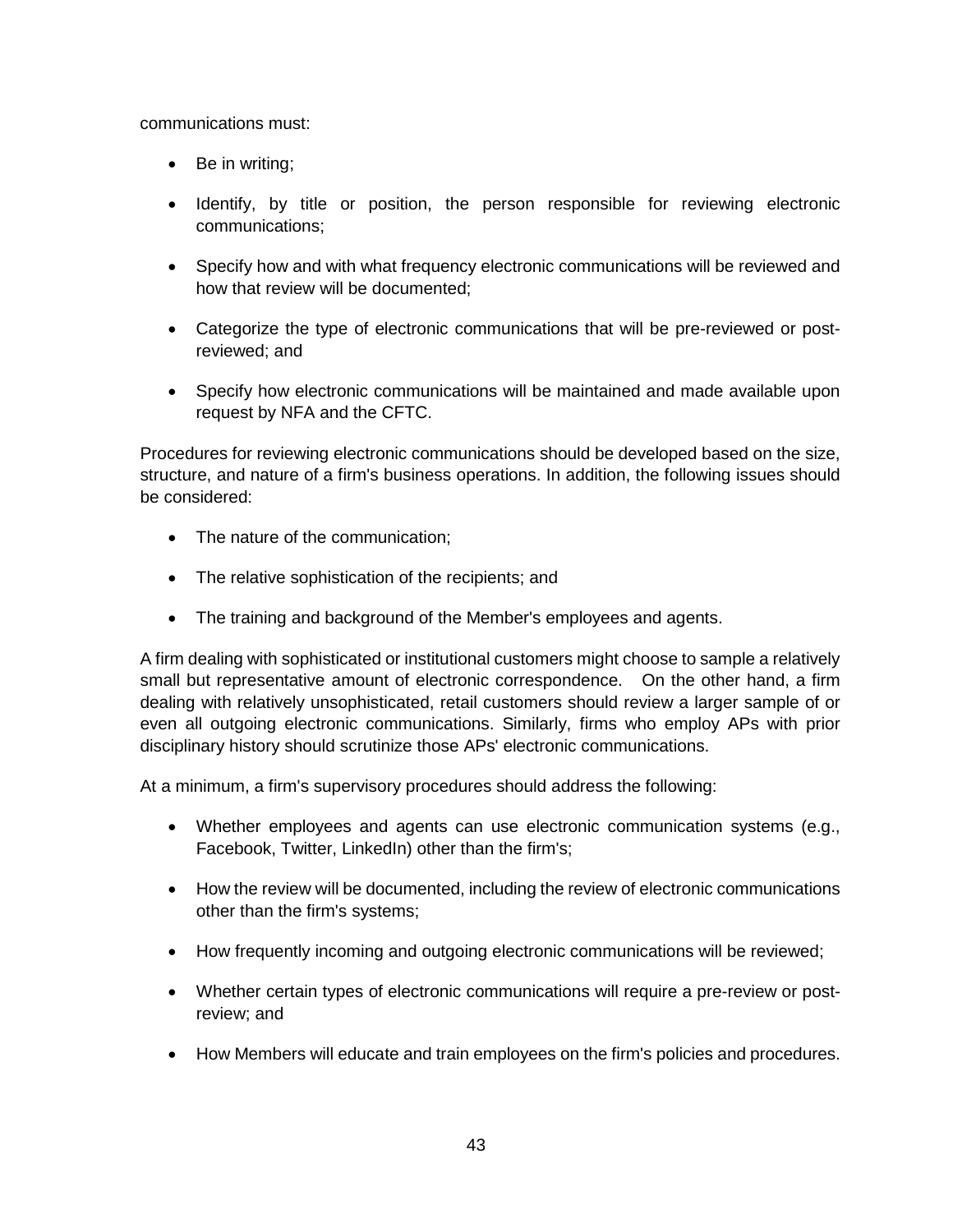communications must:

- Be in writing;
- Identify, by title or position, the person responsible for reviewing electronic communications;
- Specify how and with what frequency electronic communications will be reviewed and how that review will be documented;
- Categorize the type of electronic communications that will be pre-reviewed or post-reviewed; and
- Specify how electronic communications will be maintained and made available upon request by NFA and the CFTC.

Procedures for reviewing electronic communications should be developed based on the size, structure, and nature of a firm's business operations. In addition, the following issues should be considered:

- The nature of the communication;
- The relative sophistication of the recipients; and
- The training and background of the Member's employees and agents.

A firm dealing with sophisticated or institutional customers might choose to sample a relatively small but representative amount of electronic correspondence. On the other hand, a firm dealing with relatively unsophisticated, retail customers should review a larger sample of or even all outgoing electronic communications. Similarly, firms who employ APs with prior disciplinary history should scrutinize those APs' electronic communications.

At a minimum, a firm's supervisory procedures should address the following:

- Whether employees and agents can use electronic communication systems (e.g., Facebook, Twitter, LinkedIn) other than the firm's;
- How the review will be documented, including the review of electronic communications other than the firm's systems;
- How frequently incoming and outgoing electronic communications will be reviewed;
- Whether certain types of electronic communications will require a pre-review or post-review; and
- How Members will educate and train employees on the firm's policies and procedures.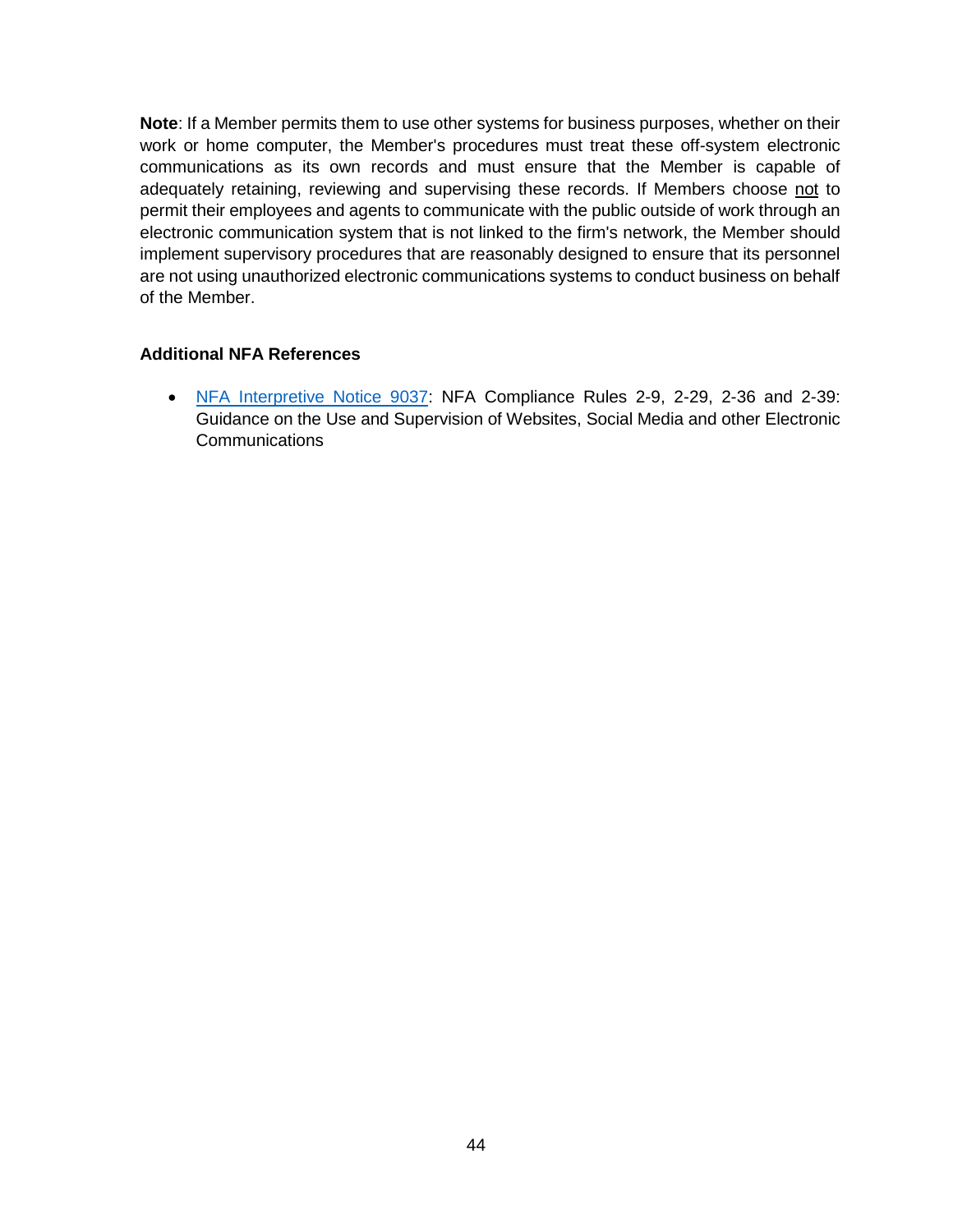**Note**: If a Member permits them to use other systems for business purposes, whether on their work or home computer, the Member's procedures must treat these off-system electronic communications as its own records and must ensure that the Member is capable of adequately retaining, reviewing and supervising these records. If Members choose not to permit their employees and agents to communicate with the public outside of work through an electronic communication system that is not linked to the firm's network, the Member should implement supervisory procedures that are reasonably designed to ensure that its personnel are not using unauthorized electronic communications systems to conduct business on behalf of the Member.

**Additional NFA References**

- NFA Interpretive Notice 9037: NFA Compliance Rules 2-9, 2-29, 2-36 and 2-39: Guidance on the Use and Supervision of Websites, Social Media and other Electronic Communications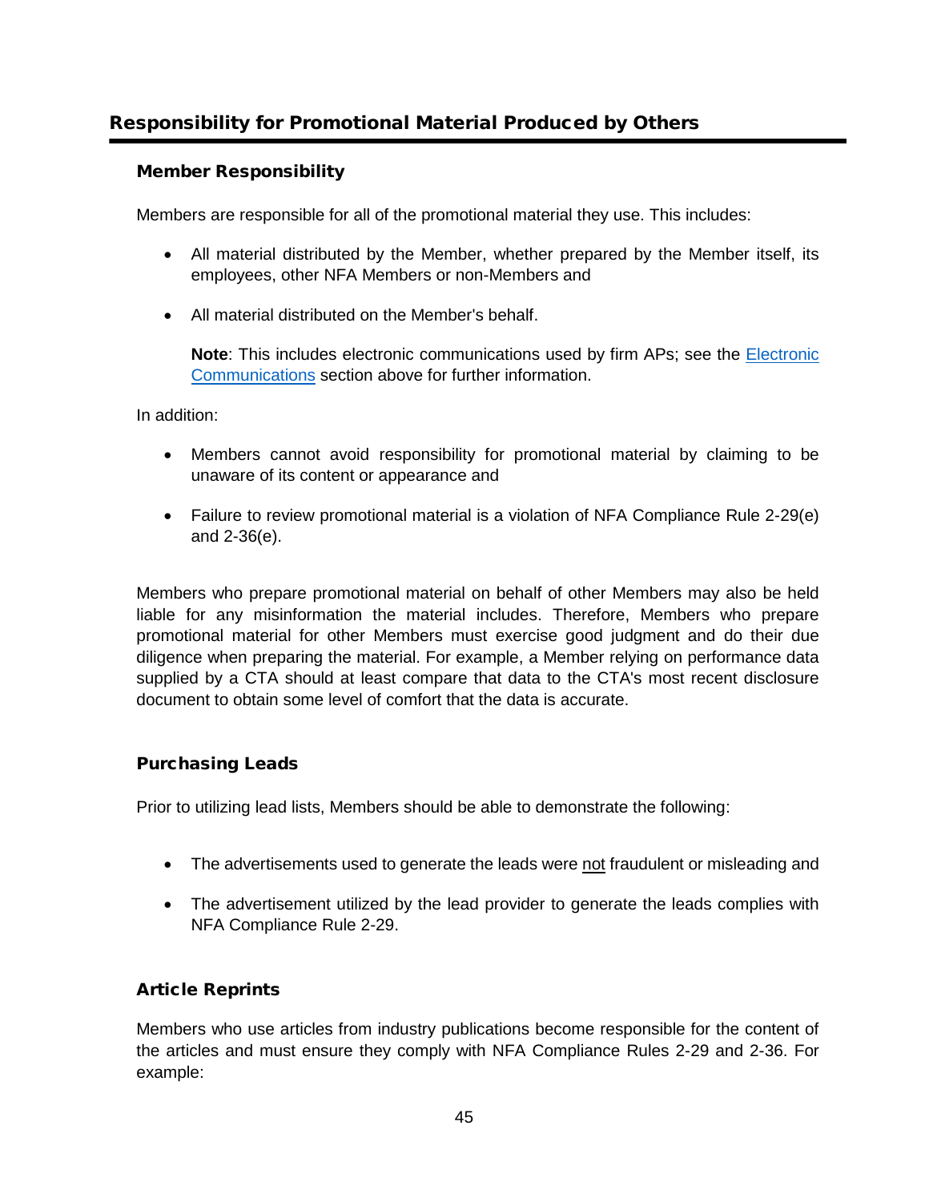## Responsibility for Promotional Material Produced by Others

### Member Responsibility

Members are responsible for all of the promotional material they use. This includes:

- All material distributed by the Member, whether prepared by the Member itself, its employees, other NFA Members or non-Members and
- All material distributed on the Member's behalf.

  **Note**: This includes electronic communications used by firm APs; see the Electronic Communications section above for further information.

In addition:

- Members cannot avoid responsibility for promotional material by claiming to be unaware of its content or appearance and
- Failure to review promotional material is a violation of NFA Compliance Rule 2-29(e) and 2-36(e).

Members who prepare promotional material on behalf of other Members may also be held liable for any misinformation the material includes. Therefore, Members who prepare promotional material for other Members must exercise good judgment and do their due diligence when preparing the material. For example, a Member relying on performance data supplied by a CTA should at least compare that data to the CTA's most recent disclosure document to obtain some level of comfort that the data is accurate.

### Purchasing Leads

Prior to utilizing lead lists, Members should be able to demonstrate the following:

- The advertisements used to generate the leads were <u>not</u> fraudulent or misleading and
- The advertisement utilized by the lead provider to generate the leads complies with NFA Compliance Rule 2-29.

### Article Reprints

Members who use articles from industry publications become responsible for the content of the articles and must ensure they comply with NFA Compliance Rules 2-29 and 2-36. For example: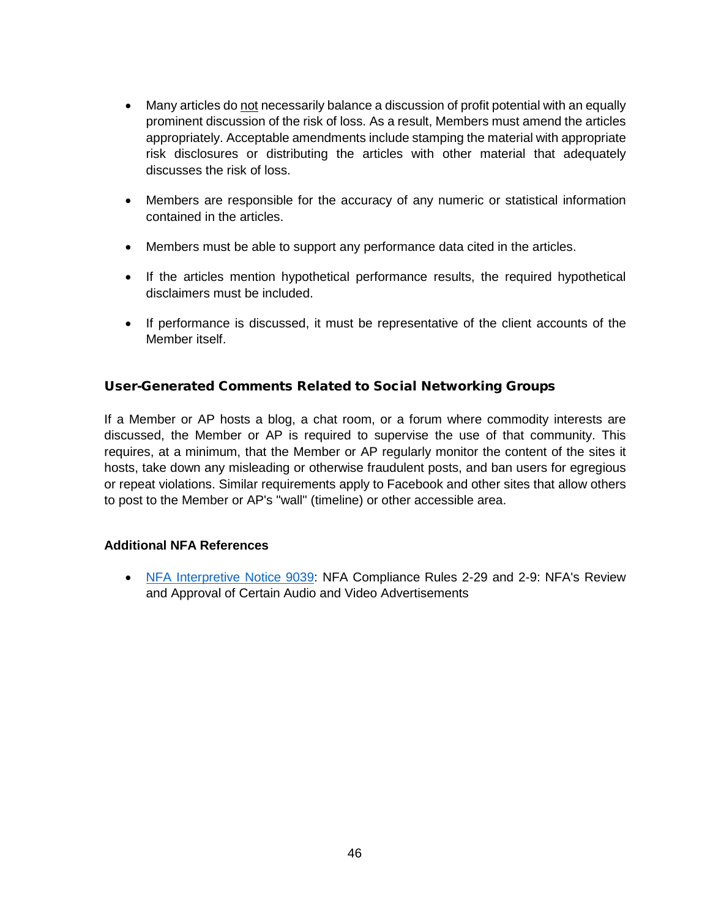- Many articles do <u>not</u> necessarily balance a discussion of profit potential with an equally prominent discussion of the risk of loss. As a result, Members must amend the articles appropriately. Acceptable amendments include stamping the material with appropriate risk disclosures or distributing the articles with other material that adequately discusses the risk of loss.
- Members are responsible for the accuracy of any numeric or statistical information contained in the articles.
- Members must be able to support any performance data cited in the articles.
- If the articles mention hypothetical performance results, the required hypothetical disclaimers must be included.
- If performance is discussed, it must be representative of the client accounts of the Member itself.

### User-Generated Comments Related to Social Networking Groups

If a Member or AP hosts a blog, a chat room, or a forum where commodity interests are discussed, the Member or AP is required to supervise the use of that community. This requires, at a minimum, that the Member or AP regularly monitor the content of the sites it hosts, take down any misleading or otherwise fraudulent posts, and ban users for egregious or repeat violations. Similar requirements apply to Facebook and other sites that allow others to post to the Member or AP's "wall" (timeline) or other accessible area.

**Additional NFA References**

- NFA Interpretive Notice 9039: NFA Compliance Rules 2-29 and 2-9: NFA's Review and Approval of Certain Audio and Video Advertisements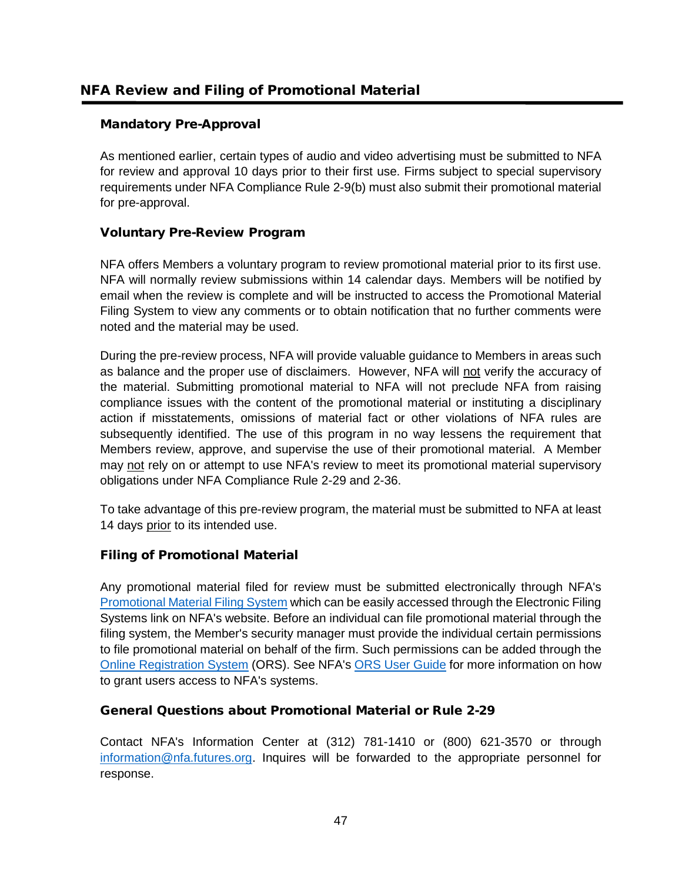## NFA Review and Filing of Promotional Material

### Mandatory Pre-Approval

As mentioned earlier, certain types of audio and video advertising must be submitted to NFA for review and approval 10 days prior to their first use. Firms subject to special supervisory requirements under NFA Compliance Rule 2-9(b) must also submit their promotional material for pre-approval.

### Voluntary Pre-Review Program

NFA offers Members a voluntary program to review promotional material prior to its first use. NFA will normally review submissions within 14 calendar days. Members will be notified by email when the review is complete and will be instructed to access the Promotional Material Filing System to view any comments or to obtain notification that no further comments were noted and the material may be used.

During the pre-review process, NFA will provide valuable guidance to Members in areas such as balance and the proper use of disclaimers. However, NFA will <u>not</u> verify the accuracy of the material. Submitting promotional material to NFA will not preclude NFA from raising compliance issues with the content of the promotional material or instituting a disciplinary action if misstatements, omissions of material fact or other violations of NFA rules are subsequently identified. The use of this program in no way lessens the requirement that Members review, approve, and supervise the use of their promotional material. A Member may <u>not</u> rely on or attempt to use NFA's review to meet its promotional material supervisory obligations under NFA Compliance Rule 2-29 and 2-36.

To take advantage of this pre-review program, the material must be submitted to NFA at least 14 days <u>prior</u> to its intended use.

### Filing of Promotional Material

Any promotional material filed for review must be submitted electronically through NFA's Promotional Material Filing System which can be easily accessed through the Electronic Filing Systems link on NFA's website. Before an individual can file promotional material through the filing system, the Member's security manager must provide the individual certain permissions to file promotional material on behalf of the firm. Such permissions can be added through the Online Registration System (ORS). See NFA's ORS User Guide for more information on how to grant users access to NFA's systems.

### General Questions about Promotional Material or Rule 2-29

Contact NFA's Information Center at (312) 781-1410 or (800) 621-3570 or through information@nfa.futures.org. Inquires will be forwarded to the appropriate personnel for response.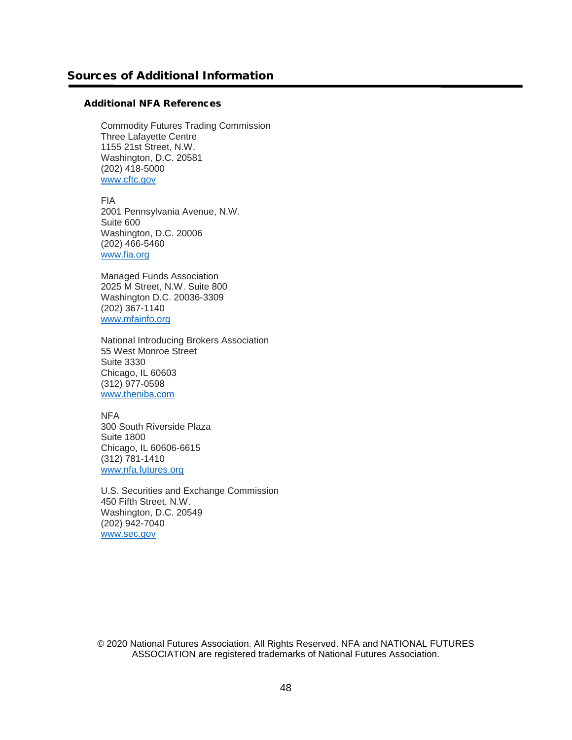## Sources of Additional Information

### Additional NFA References

Commodity Futures Trading Commission
Three Lafayette Centre
1155 21st Street, N.W.
Washington, D.C. 20581
(202) 418-5000
www.cftc.gov

FIA
2001 Pennsylvania Avenue, N.W.
Suite 600
Washington, D.C. 20006
(202) 466-5460
www.fia.org

Managed Funds Association
2025 M Street, N.W. Suite 800
Washington D.C. 20036-3309
(202) 367-1140
www.mfainfo.org

National Introducing Brokers Association
55 West Monroe Street
Suite 3330
Chicago, IL 60603
(312) 977-0598
www.theniba.com

NFA
300 South Riverside Plaza
Suite 1800
Chicago, IL 60606-6615
(312) 781-1410
www.nfa.futures.org

U.S. Securities and Exchange Commission
450 Fifth Street, N.W.
Washington, D.C. 20549
(202) 942-7040
www.sec.gov

© 2020 National Futures Association. All Rights Reserved. NFA and NATIONAL FUTURES ASSOCIATION are registered trademarks of National Futures Association.